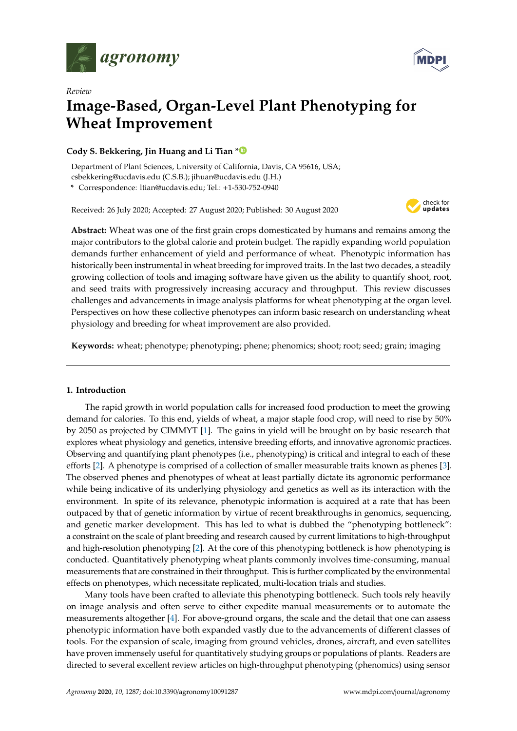*Review*

# Image-Based, Organ-Level Plant Phenotyping for Wheat Improvement

**Cody S. Bekkering, Jin Huang and Li Tian \***

Department of Plant Sciences, University of California, Davis, CA 95616, USA; csbekkering@ucdavis.edu (C.S.B.); jihuan@ucdavis.edu (J.H.)
\* Correspondence: ltian@ucdavis.edu; Tel.: +1-530-752-0940

Received: 26 July 2020; Accepted: 27 August 2020; Published: 30 August 2020

**Abstract:** Wheat was one of the first grain crops domesticated by humans and remains among the major contributors to the global calorie and protein budget. The rapidly expanding world population demands further enhancement of yield and performance of wheat. Phenotypic information has historically been instrumental in wheat breeding for improved traits. In the last two decades, a steadily growing collection of tools and imaging software have given us the ability to quantify shoot, root, and seed traits with progressively increasing accuracy and throughput. This review discusses challenges and advancements in image analysis platforms for wheat phenotyping at the organ level. Perspectives on how these collective phenotypes can inform basic research on understanding wheat physiology and breeding for wheat improvement are also provided.

**Keywords:** wheat; phenotype; phenotyping; phene; phenomics; shoot; root; seed; grain; imaging

## 1. Introduction

The rapid growth in world population calls for increased food production to meet the growing demand for calories. To this end, yields of wheat, a major staple food crop, will need to rise by 50% by 2050 as projected by CIMMYT [1]. The gains in yield will be brought on by basic research that explores wheat physiology and genetics, intensive breeding efforts, and innovative agronomic practices. Observing and quantifying plant phenotypes (i.e., phenotyping) is critical and integral to each of these efforts [2]. A phenotype is comprised of a collection of smaller measurable traits known as phenes [3]. The observed phenes and phenotypes of wheat at least partially dictate its agronomic performance while being indicative of its underlying physiology and genetics as well as its interaction with the environment. In spite of its relevance, phenotypic information is acquired at a rate that has been outpaced by that of genetic information by virtue of recent breakthroughs in genomics, sequencing, and genetic marker development. This has led to what is dubbed the "phenotyping bottleneck": a constraint on the scale of plant breeding and research caused by current limitations to high-throughput and high-resolution phenotyping [2]. At the core of this phenotyping bottleneck is how phenotyping is conducted. Quantitatively phenotyping wheat plants commonly involves time-consuming, manual measurements that are constrained in their throughput. This is further complicated by the environmental effects on phenotypes, which necessitate replicated, multi-location trials and studies.

Many tools have been crafted to alleviate this phenotyping bottleneck. Such tools rely heavily on image analysis and often serve to either expedite manual measurements or to automate the measurements altogether [4]. For above-ground organs, the scale and the detail that one can assess phenotypic information have both expanded vastly due to the advancements of different classes of tools. For the expansion of scale, imaging from ground vehicles, drones, aircraft, and even satellites have proven immensely useful for quantitatively studying groups or populations of plants. Readers are directed to several excellent review articles on high-throughput phenotyping (phenomics) using sensor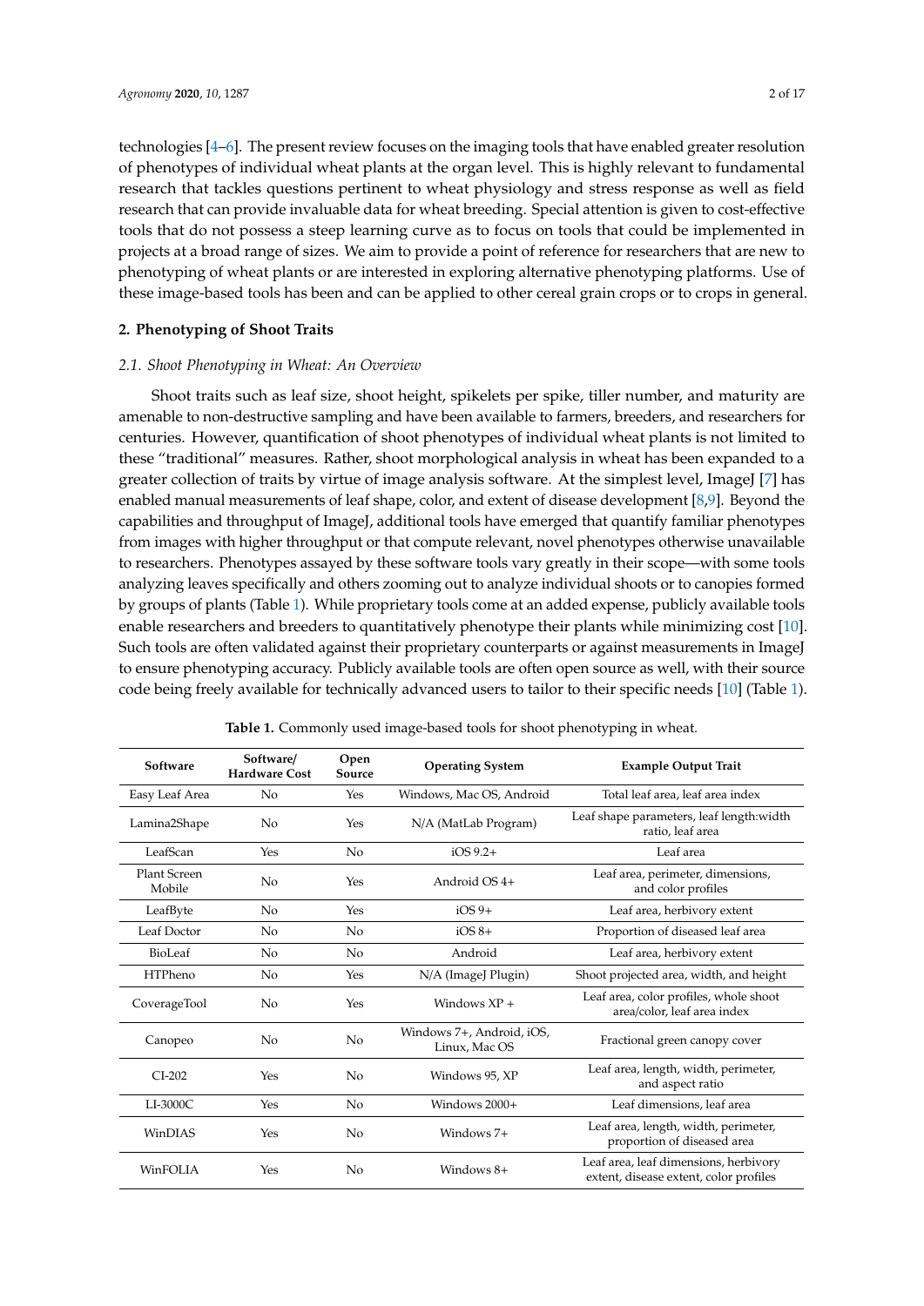technologies [4–6]. The present review focuses on the imaging tools that have enabled greater resolution of phenotypes of individual wheat plants at the organ level. This is highly relevant to fundamental research that tackles questions pertinent to wheat physiology and stress response as well as field research that can provide invaluable data for wheat breeding. Special attention is given to cost-effective tools that do not possess a steep learning curve as to focus on tools that could be implemented in projects at a broad range of sizes. We aim to provide a point of reference for researchers that are new to phenotyping of wheat plants or are interested in exploring alternative phenotyping platforms. Use of these image-based tools has been and can be applied to other cereal grain crops or to crops in general.

## 2. Phenotyping of Shoot Traits

### *2.1. Shoot Phenotyping in Wheat: An Overview*

Shoot traits such as leaf size, shoot height, spikelets per spike, tiller number, and maturity are amenable to non-destructive sampling and have been available to farmers, breeders, and researchers for centuries. However, quantification of shoot phenotypes of individual wheat plants is not limited to these "traditional" measures. Rather, shoot morphological analysis in wheat has been expanded to a greater collection of traits by virtue of image analysis software. At the simplest level, ImageJ [7] has enabled manual measurements of leaf shape, color, and extent of disease development [8,9]. Beyond the capabilities and throughput of ImageJ, additional tools have emerged that quantify familiar phenotypes from images with higher throughput or that compute relevant, novel phenotypes otherwise unavailable to researchers. Phenotypes assayed by these software tools vary greatly in their scope—with some tools analyzing leaves specifically and others zooming out to analyze individual shoots or to canopies formed by groups of plants (Table 1). While proprietary tools come at an added expense, publicly available tools enable researchers and breeders to quantitatively phenotype their plants while minimizing cost [10]. Such tools are often validated against their proprietary counterparts or against measurements in ImageJ to ensure phenotyping accuracy. Publicly available tools are often open source as well, with their source code being freely available for technically advanced users to tailor to their specific needs [10] (Table 1).

**Table 1.** Commonly used image-based tools for shoot phenotyping in wheat.

| Software | Software/ Hardware Cost | Open Source | Operating System | Example Output Trait |
|---|---|---|---|---|
| Easy Leaf Area | No | Yes | Windows, Mac OS, Android | Total leaf area, leaf area index |
| Lamina2Shape | No | Yes | N/A (MatLab Program) | Leaf shape parameters, leaf length:width ratio, leaf area |
| LeafScan | Yes | No | iOS 9.2+ | Leaf area |
| Plant Screen Mobile | No | Yes | Android OS 4+ | Leaf area, perimeter, dimensions, and color profiles |
| LeafByte | No | Yes | iOS 9+ | Leaf area, herbivory extent |
| Leaf Doctor | No | No | iOS 8+ | Proportion of diseased leaf area |
| BioLeaf | No | No | Android | Leaf area, herbivory extent |
| HTPheno | No | Yes | N/A (ImageJ Plugin) | Shoot projected area, width, and height |
| CoverageTool | No | Yes | Windows XP + | Leaf area, color profiles, whole shoot area/color, leaf area index |
| Canopeo | No | No | Windows 7+, Android, iOS, Linux, Mac OS | Fractional green canopy cover |
| CI-202 | Yes | No | Windows 95, XP | Leaf area, length, width, perimeter, and aspect ratio |
| LI-3000C | Yes | No | Windows 2000+ | Leaf dimensions, leaf area |
| WinDIAS | Yes | No | Windows 7+ | Leaf area, length, width, perimeter, proportion of diseased area |
| WinFOLIA | Yes | No | Windows 8+ | Leaf area, leaf dimensions, herbivory extent, disease extent, color profiles |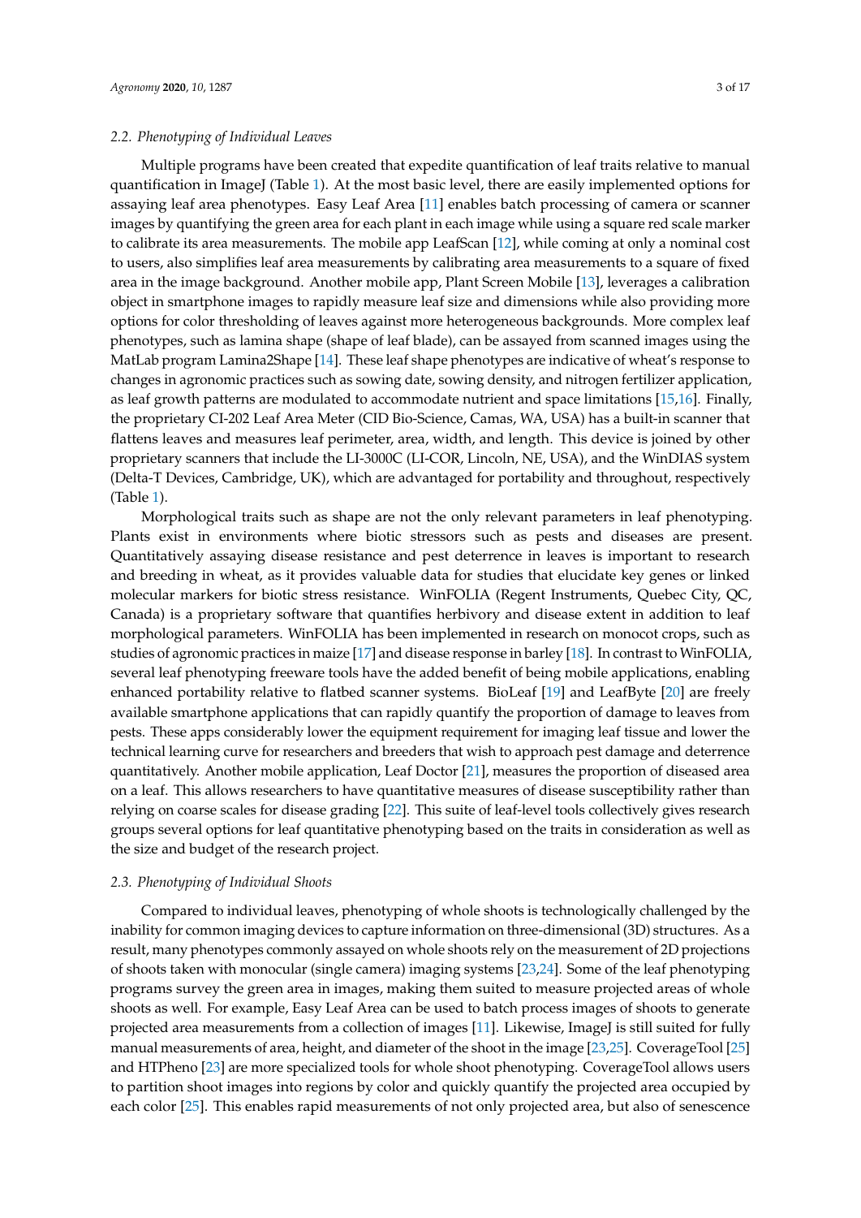### 2.2. Phenotyping of Individual Leaves

Multiple programs have been created that expedite quantification of leaf traits relative to manual quantification in ImageJ (Table 1). At the most basic level, there are easily implemented options for assaying leaf area phenotypes. Easy Leaf Area [11] enables batch processing of camera or scanner images by quantifying the green area for each plant in each image while using a square red scale marker to calibrate its area measurements. The mobile app LeafScan [12], while coming at only a nominal cost to users, also simplifies leaf area measurements by calibrating area measurements to a square of fixed area in the image background. Another mobile app, Plant Screen Mobile [13], leverages a calibration object in smartphone images to rapidly measure leaf size and dimensions while also providing more options for color thresholding of leaves against more heterogeneous backgrounds. More complex leaf phenotypes, such as lamina shape (shape of leaf blade), can be assayed from scanned images using the MatLab program Lamina2Shape [14]. These leaf shape phenotypes are indicative of wheat's response to changes in agronomic practices such as sowing date, sowing density, and nitrogen fertilizer application, as leaf growth patterns are modulated to accommodate nutrient and space limitations [15,16]. Finally, the proprietary CI-202 Leaf Area Meter (CID Bio-Science, Camas, WA, USA) has a built-in scanner that flattens leaves and measures leaf perimeter, area, width, and length. This device is joined by other proprietary scanners that include the LI-3000C (LI-COR, Lincoln, NE, USA), and the WinDIAS system (Delta-T Devices, Cambridge, UK), which are advantaged for portability and throughout, respectively (Table 1).

Morphological traits such as shape are not the only relevant parameters in leaf phenotyping. Plants exist in environments where biotic stressors such as pests and diseases are present. Quantitatively assaying disease resistance and pest deterrence in leaves is important to research and breeding in wheat, as it provides valuable data for studies that elucidate key genes or linked molecular markers for biotic stress resistance. WinFOLIA (Regent Instruments, Quebec City, QC, Canada) is a proprietary software that quantifies herbivory and disease extent in addition to leaf morphological parameters. WinFOLIA has been implemented in research on monocot crops, such as studies of agronomic practices in maize [17] and disease response in barley [18]. In contrast to WinFOLIA, several leaf phenotyping freeware tools have the added benefit of being mobile applications, enabling enhanced portability relative to flatbed scanner systems. BioLeaf [19] and LeafByte [20] are freely available smartphone applications that can rapidly quantify the proportion of damage to leaves from pests. These apps considerably lower the equipment requirement for imaging leaf tissue and lower the technical learning curve for researchers and breeders that wish to approach pest damage and deterrence quantitatively. Another mobile application, Leaf Doctor [21], measures the proportion of diseased area on a leaf. This allows researchers to have quantitative measures of disease susceptibility rather than relying on coarse scales for disease grading [22]. This suite of leaf-level tools collectively gives research groups several options for leaf quantitative phenotyping based on the traits in consideration as well as the size and budget of the research project.

### 2.3. Phenotyping of Individual Shoots

Compared to individual leaves, phenotyping of whole shoots is technologically challenged by the inability for common imaging devices to capture information on three-dimensional (3D) structures. As a result, many phenotypes commonly assayed on whole shoots rely on the measurement of 2D projections of shoots taken with monocular (single camera) imaging systems [23,24]. Some of the leaf phenotyping programs survey the green area in images, making them suited to measure projected areas of whole shoots as well. For example, Easy Leaf Area can be used to batch process images of shoots to generate projected area measurements from a collection of images [11]. Likewise, ImageJ is still suited for fully manual measurements of area, height, and diameter of the shoot in the image [23,25]. CoverageTool [25] and HTPheno [23] are more specialized tools for whole shoot phenotyping. CoverageTool allows users to partition shoot images into regions by color and quickly quantify the projected area occupied by each color [25]. This enables rapid measurements of not only projected area, but also of senescence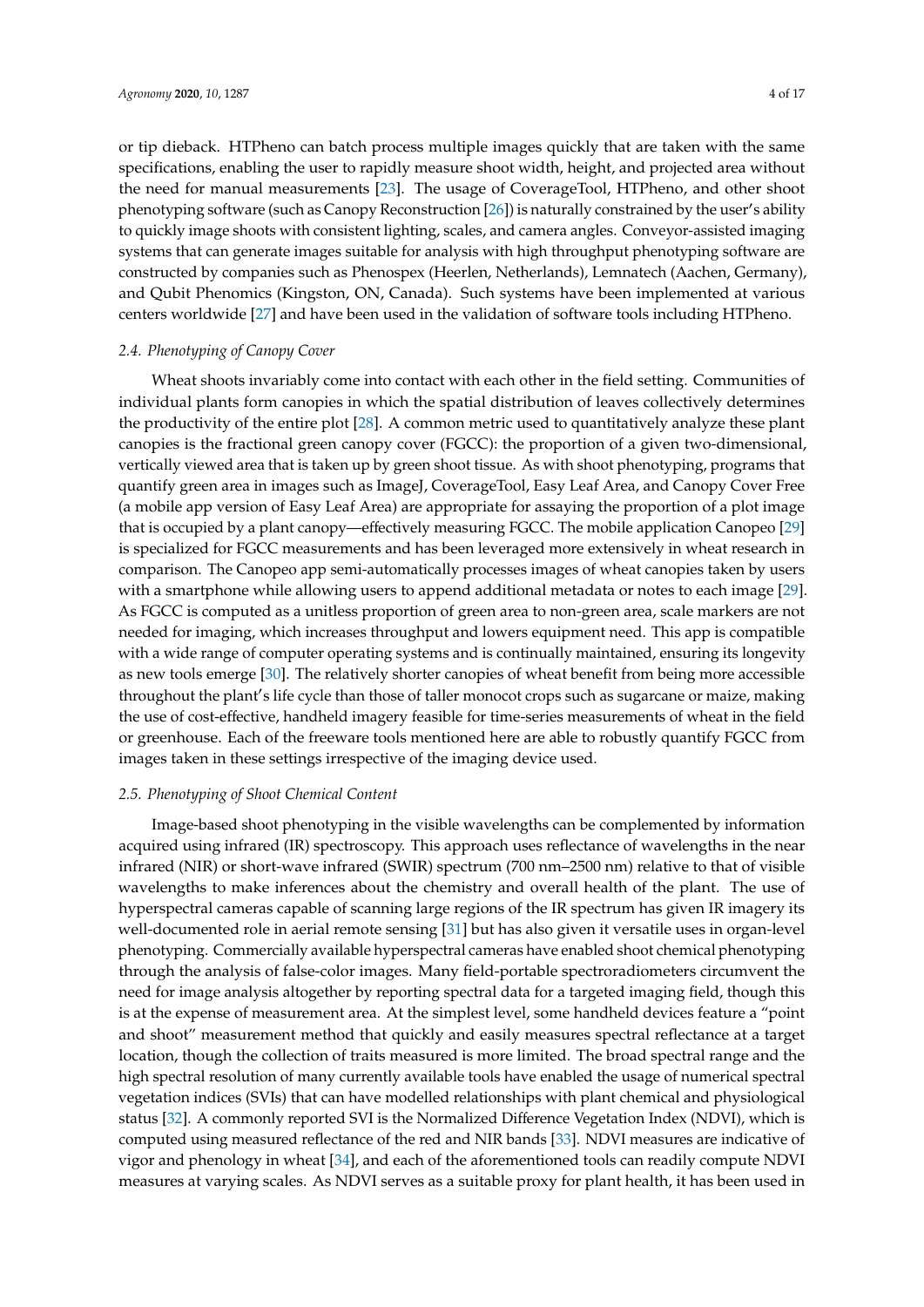or tip dieback. HTPheno can batch process multiple images quickly that are taken with the same specifications, enabling the user to rapidly measure shoot width, height, and projected area without the need for manual measurements [23]. The usage of CoverageTool, HTPheno, and other shoot phenotyping software (such as Canopy Reconstruction [26]) is naturally constrained by the user's ability to quickly image shoots with consistent lighting, scales, and camera angles. Conveyor-assisted imaging systems that can generate images suitable for analysis with high throughput phenotyping software are constructed by companies such as Phenospex (Heerlen, Netherlands), Lemnatech (Aachen, Germany), and Qubit Phenomics (Kingston, ON, Canada). Such systems have been implemented at various centers worldwide [27] and have been used in the validation of software tools including HTPheno.

### 2.4. Phenotyping of Canopy Cover

Wheat shoots invariably come into contact with each other in the field setting. Communities of individual plants form canopies in which the spatial distribution of leaves collectively determines the productivity of the entire plot [28]. A common metric used to quantitatively analyze these plant canopies is the fractional green canopy cover (FGCC): the proportion of a given two-dimensional, vertically viewed area that is taken up by green shoot tissue. As with shoot phenotyping, programs that quantify green area in images such as ImageJ, CoverageTool, Easy Leaf Area, and Canopy Cover Free (a mobile app version of Easy Leaf Area) are appropriate for assaying the proportion of a plot image that is occupied by a plant canopy—effectively measuring FGCC. The mobile application Canopeo [29] is specialized for FGCC measurements and has been leveraged more extensively in wheat research in comparison. The Canopeo app semi-automatically processes images of wheat canopies taken by users with a smartphone while allowing users to append additional metadata or notes to each image [29]. As FGCC is computed as a unitless proportion of green area to non-green area, scale markers are not needed for imaging, which increases throughput and lowers equipment need. This app is compatible with a wide range of computer operating systems and is continually maintained, ensuring its longevity as new tools emerge [30]. The relatively shorter canopies of wheat benefit from being more accessible throughout the plant's life cycle than those of taller monocot crops such as sugarcane or maize, making the use of cost-effective, handheld imagery feasible for time-series measurements of wheat in the field or greenhouse. Each of the freeware tools mentioned here are able to robustly quantify FGCC from images taken in these settings irrespective of the imaging device used.

### 2.5. Phenotyping of Shoot Chemical Content

Image-based shoot phenotyping in the visible wavelengths can be complemented by information acquired using infrared (IR) spectroscopy. This approach uses reflectance of wavelengths in the near infrared (NIR) or short-wave infrared (SWIR) spectrum (700 nm–2500 nm) relative to that of visible wavelengths to make inferences about the chemistry and overall health of the plant. The use of hyperspectral cameras capable of scanning large regions of the IR spectrum has given IR imagery its well-documented role in aerial remote sensing [31] but has also given it versatile uses in organ-level phenotyping. Commercially available hyperspectral cameras have enabled shoot chemical phenotyping through the analysis of false-color images. Many field-portable spectroradiometers circumvent the need for image analysis altogether by reporting spectral data for a targeted imaging field, though this is at the expense of measurement area. At the simplest level, some handheld devices feature a "point and shoot" measurement method that quickly and easily measures spectral reflectance at a target location, though the collection of traits measured is more limited. The broad spectral range and the high spectral resolution of many currently available tools have enabled the usage of numerical spectral vegetation indices (SVIs) that can have modelled relationships with plant chemical and physiological status [32]. A commonly reported SVI is the Normalized Difference Vegetation Index (NDVI), which is computed using measured reflectance of the red and NIR bands [33]. NDVI measures are indicative of vigor and phenology in wheat [34], and each of the aforementioned tools can readily compute NDVI measures at varying scales. As NDVI serves as a suitable proxy for plant health, it has been used in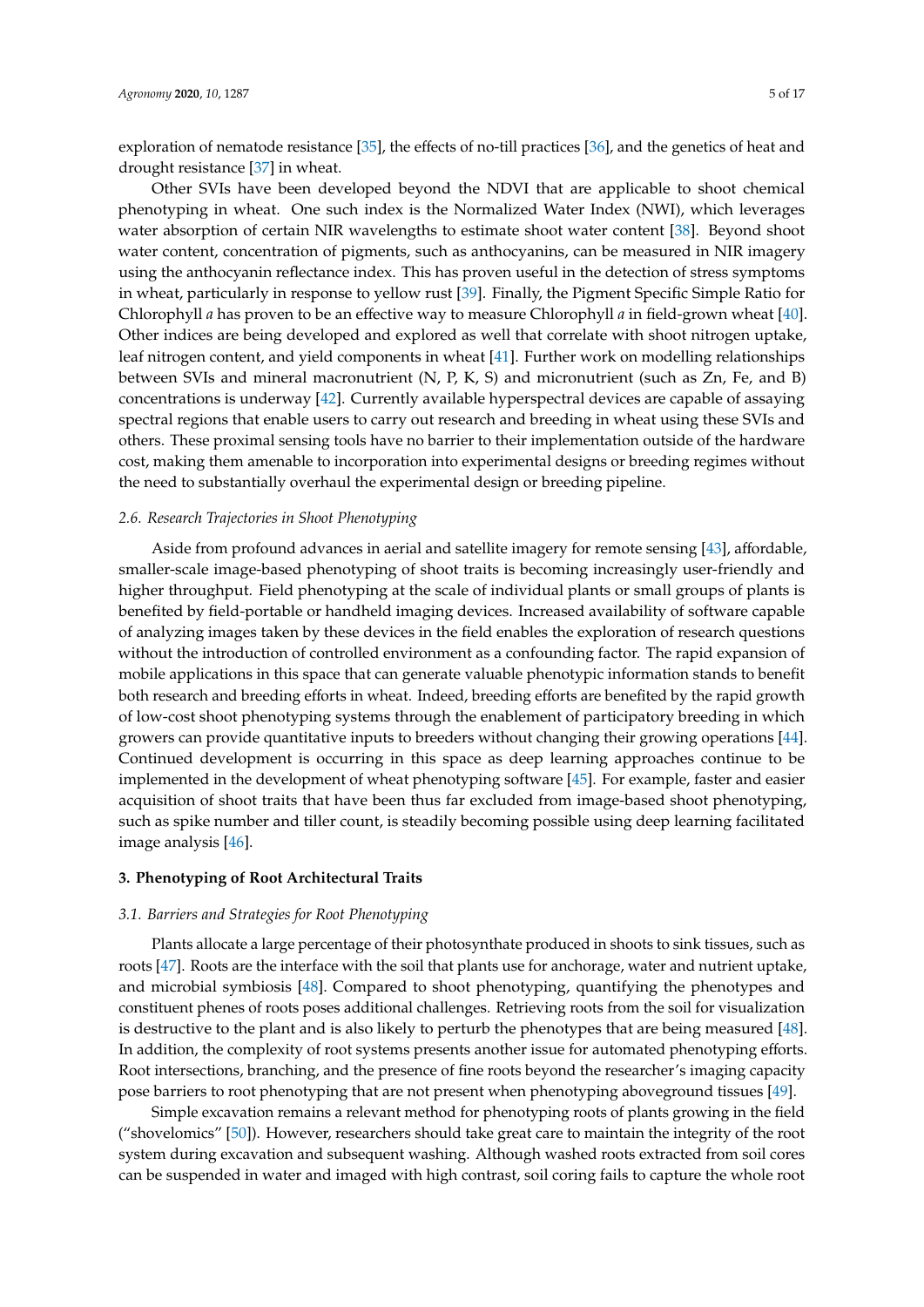exploration of nematode resistance [35], the effects of no-till practices [36], and the genetics of heat and drought resistance [37] in wheat.

Other SVIs have been developed beyond the NDVI that are applicable to shoot chemical phenotyping in wheat. One such index is the Normalized Water Index (NWI), which leverages water absorption of certain NIR wavelengths to estimate shoot water content [38]. Beyond shoot water content, concentration of pigments, such as anthocyanins, can be measured in NIR imagery using the anthocyanin reflectance index. This has proven useful in the detection of stress symptoms in wheat, particularly in response to yellow rust [39]. Finally, the Pigment Specific Simple Ratio for Chlorophyll *a* has proven to be an effective way to measure Chlorophyll *a* in field-grown wheat [40]. Other indices are being developed and explored as well that correlate with shoot nitrogen uptake, leaf nitrogen content, and yield components in wheat [41]. Further work on modelling relationships between SVIs and mineral macronutrient (N, P, K, S) and micronutrient (such as Zn, Fe, and B) concentrations is underway [42]. Currently available hyperspectral devices are capable of assaying spectral regions that enable users to carry out research and breeding in wheat using these SVIs and others. These proximal sensing tools have no barrier to their implementation outside of the hardware cost, making them amenable to incorporation into experimental designs or breeding regimes without the need to substantially overhaul the experimental design or breeding pipeline.

### *2.6. Research Trajectories in Shoot Phenotyping*

Aside from profound advances in aerial and satellite imagery for remote sensing [43], affordable, smaller-scale image-based phenotyping of shoot traits is becoming increasingly user-friendly and higher throughput. Field phenotyping at the scale of individual plants or small groups of plants is benefited by field-portable or handheld imaging devices. Increased availability of software capable of analyzing images taken by these devices in the field enables the exploration of research questions without the introduction of controlled environment as a confounding factor. The rapid expansion of mobile applications in this space that can generate valuable phenotypic information stands to benefit both research and breeding efforts in wheat. Indeed, breeding efforts are benefited by the rapid growth of low-cost shoot phenotyping systems through the enablement of participatory breeding in which growers can provide quantitative inputs to breeders without changing their growing operations [44]. Continued development is occurring in this space as deep learning approaches continue to be implemented in the development of wheat phenotyping software [45]. For example, faster and easier acquisition of shoot traits that have been thus far excluded from image-based shoot phenotyping, such as spike number and tiller count, is steadily becoming possible using deep learning facilitated image analysis [46].

## **3. Phenotyping of Root Architectural Traits**

### *3.1. Barriers and Strategies for Root Phenotyping*

Plants allocate a large percentage of their photosynthate produced in shoots to sink tissues, such as roots [47]. Roots are the interface with the soil that plants use for anchorage, water and nutrient uptake, and microbial symbiosis [48]. Compared to shoot phenotyping, quantifying the phenotypes and constituent phenes of roots poses additional challenges. Retrieving roots from the soil for visualization is destructive to the plant and is also likely to perturb the phenotypes that are being measured [48]. In addition, the complexity of root systems presents another issue for automated phenotyping efforts. Root intersections, branching, and the presence of fine roots beyond the researcher's imaging capacity pose barriers to root phenotyping that are not present when phenotyping aboveground tissues [49].

Simple excavation remains a relevant method for phenotyping roots of plants growing in the field ("shovelomics" [50]). However, researchers should take great care to maintain the integrity of the root system during excavation and subsequent washing. Although washed roots extracted from soil cores can be suspended in water and imaged with high contrast, soil coring fails to capture the whole root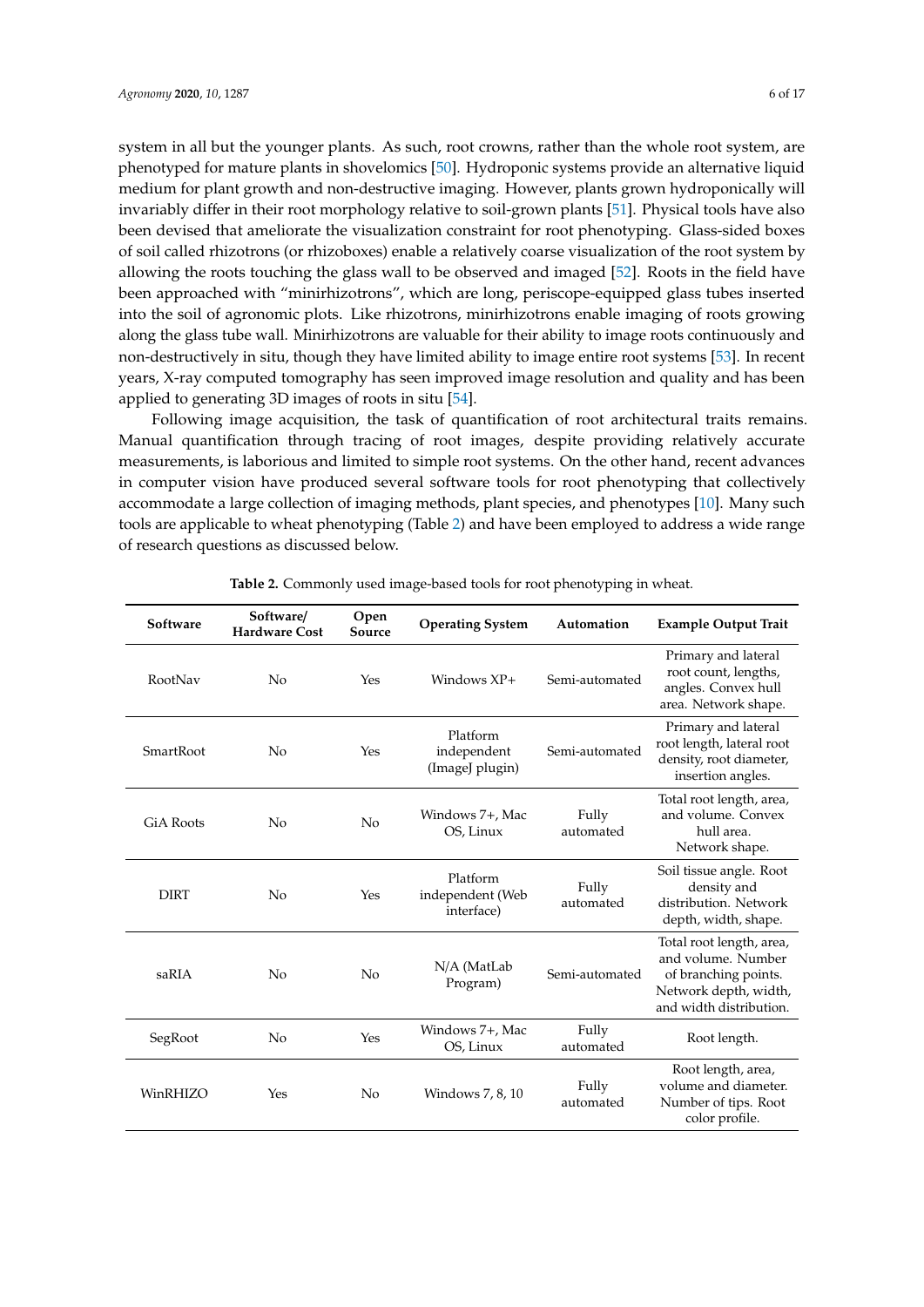system in all but the younger plants. As such, root crowns, rather than the whole root system, are phenotyped for mature plants in shovelomics [50]. Hydroponic systems provide an alternative liquid medium for plant growth and non-destructive imaging. However, plants grown hydroponically will invariably differ in their root morphology relative to soil-grown plants [51]. Physical tools have also been devised that ameliorate the visualization constraint for root phenotyping. Glass-sided boxes of soil called rhizotrons (or rhizoboxes) enable a relatively coarse visualization of the root system by allowing the roots touching the glass wall to be observed and imaged [52]. Roots in the field have been approached with "minirhizotrons", which are long, periscope-equipped glass tubes inserted into the soil of agronomic plots. Like rhizotrons, minirhizotrons enable imaging of roots growing along the glass tube wall. Minirhizotrons are valuable for their ability to image roots continuously and non-destructively in situ, though they have limited ability to image entire root systems [53]. In recent years, X-ray computed tomography has seen improved image resolution and quality and has been applied to generating 3D images of roots in situ [54].

Following image acquisition, the task of quantification of root architectural traits remains. Manual quantification through tracing of root images, despite providing relatively accurate measurements, is laborious and limited to simple root systems. On the other hand, recent advances in computer vision have produced several software tools for root phenotyping that collectively accommodate a large collection of imaging methods, plant species, and phenotypes [10]. Many such tools are applicable to wheat phenotyping (Table 2) and have been employed to address a wide range of research questions as discussed below.

**Table 2.** Commonly used image-based tools for root phenotyping in wheat.

| Software | Software/ Hardware Cost | Open Source | Operating System | Automation | Example Output Trait |
| --- | --- | --- | --- | --- | --- |
| RootNav | No | Yes | Windows XP+ | Semi-automated | Primary and lateral root count, lengths, angles. Convex hull area. Network shape. |
| SmartRoot | No | Yes | Platform independent (ImageJ plugin) | Semi-automated | Primary and lateral root length, lateral root density, root diameter, insertion angles. |
| GiA Roots | No | No | Windows 7+, Mac OS, Linux | Fully automated | Total root length, area, and volume. Convex hull area. Network shape. |
| DIRT | No | Yes | Platform independent (Web interface) | Fully automated | Soil tissue angle. Root density and distribution. Network depth, width, shape. |
| saRIA | No | No | N/A (MatLab Program) | Semi-automated | Total root length, area, and volume. Number of branching points. Network depth, width, and width distribution. |
| SegRoot | No | Yes | Windows 7+, Mac OS, Linux | Fully automated | Root length. |
| WinRHIZO | Yes | No | Windows 7, 8, 10 | Fully automated | Root length, area, volume and diameter. Number of tips. Root color profile. |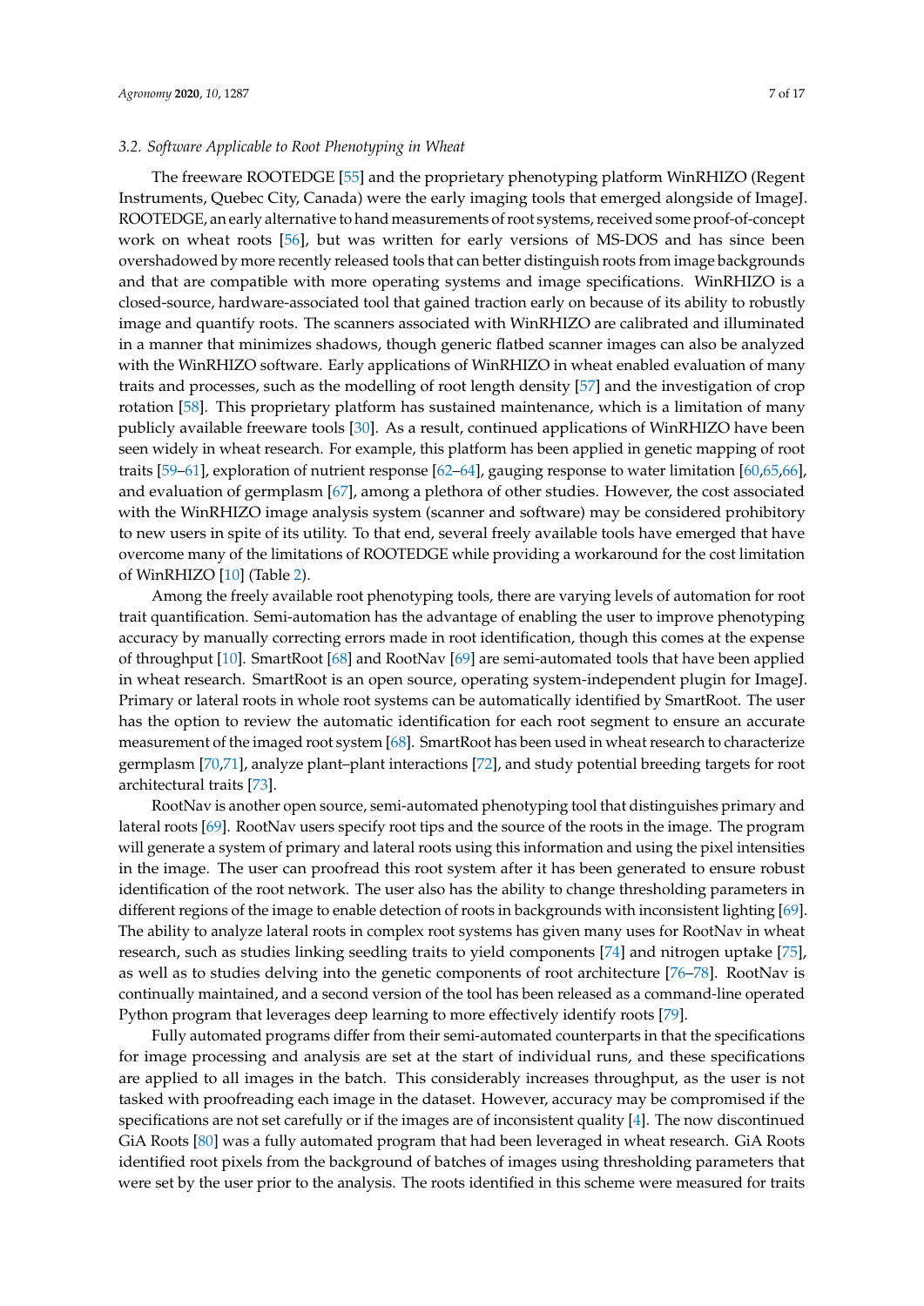### 3.2. Software Applicable to Root Phenotyping in Wheat

The freeware ROOTEDGE [55] and the proprietary phenotyping platform WinRHIZO (Regent Instruments, Quebec City, Canada) were the early imaging tools that emerged alongside of ImageJ. ROOTEDGE, an early alternative to hand measurements of root systems, received some proof-of-concept work on wheat roots [56], but was written for early versions of MS-DOS and has since been overshadowed by more recently released tools that can better distinguish roots from image backgrounds and that are compatible with more operating systems and image specifications. WinRHIZO is a closed-source, hardware-associated tool that gained traction early on because of its ability to robustly image and quantify roots. The scanners associated with WinRHIZO are calibrated and illuminated in a manner that minimizes shadows, though generic flatbed scanner images can also be analyzed with the WinRHIZO software. Early applications of WinRHIZO in wheat enabled evaluation of many traits and processes, such as the modelling of root length density [57] and the investigation of crop rotation [58]. This proprietary platform has sustained maintenance, which is a limitation of many publicly available freeware tools [30]. As a result, continued applications of WinRHIZO have been seen widely in wheat research. For example, this platform has been applied in genetic mapping of root traits [59–61], exploration of nutrient response [62–64], gauging response to water limitation [60,65,66], and evaluation of germplasm [67], among a plethora of other studies. However, the cost associated with the WinRHIZO image analysis system (scanner and software) may be considered prohibitory to new users in spite of its utility. To that end, several freely available tools have emerged that have overcome many of the limitations of ROOTEDGE while providing a workaround for the cost limitation of WinRHIZO [10] (Table 2).

Among the freely available root phenotyping tools, there are varying levels of automation for root trait quantification. Semi-automation has the advantage of enabling the user to improve phenotyping accuracy by manually correcting errors made in root identification, though this comes at the expense of throughput [10]. SmartRoot [68] and RootNav [69] are semi-automated tools that have been applied in wheat research. SmartRoot is an open source, operating system-independent plugin for ImageJ. Primary or lateral roots in whole root systems can be automatically identified by SmartRoot. The user has the option to review the automatic identification for each root segment to ensure an accurate measurement of the imaged root system [68]. SmartRoot has been used in wheat research to characterize germplasm [70,71], analyze plant–plant interactions [72], and study potential breeding targets for root architectural traits [73].

RootNav is another open source, semi-automated phenotyping tool that distinguishes primary and lateral roots [69]. RootNav users specify root tips and the source of the roots in the image. The program will generate a system of primary and lateral roots using this information and using the pixel intensities in the image. The user can proofread this root system after it has been generated to ensure robust identification of the root network. The user also has the ability to change thresholding parameters in different regions of the image to enable detection of roots in backgrounds with inconsistent lighting [69]. The ability to analyze lateral roots in complex root systems has given many uses for RootNav in wheat research, such as studies linking seedling traits to yield components [74] and nitrogen uptake [75], as well as to studies delving into the genetic components of root architecture [76–78]. RootNav is continually maintained, and a second version of the tool has been released as a command-line operated Python program that leverages deep learning to more effectively identify roots [79].

Fully automated programs differ from their semi-automated counterparts in that the specifications for image processing and analysis are set at the start of individual runs, and these specifications are applied to all images in the batch. This considerably increases throughput, as the user is not tasked with proofreading each image in the dataset. However, accuracy may be compromised if the specifications are not set carefully or if the images are of inconsistent quality [4]. The now discontinued GiA Roots [80] was a fully automated program that had been leveraged in wheat research. GiA Roots identified root pixels from the background of batches of images using thresholding parameters that were set by the user prior to the analysis. The roots identified in this scheme were measured for traits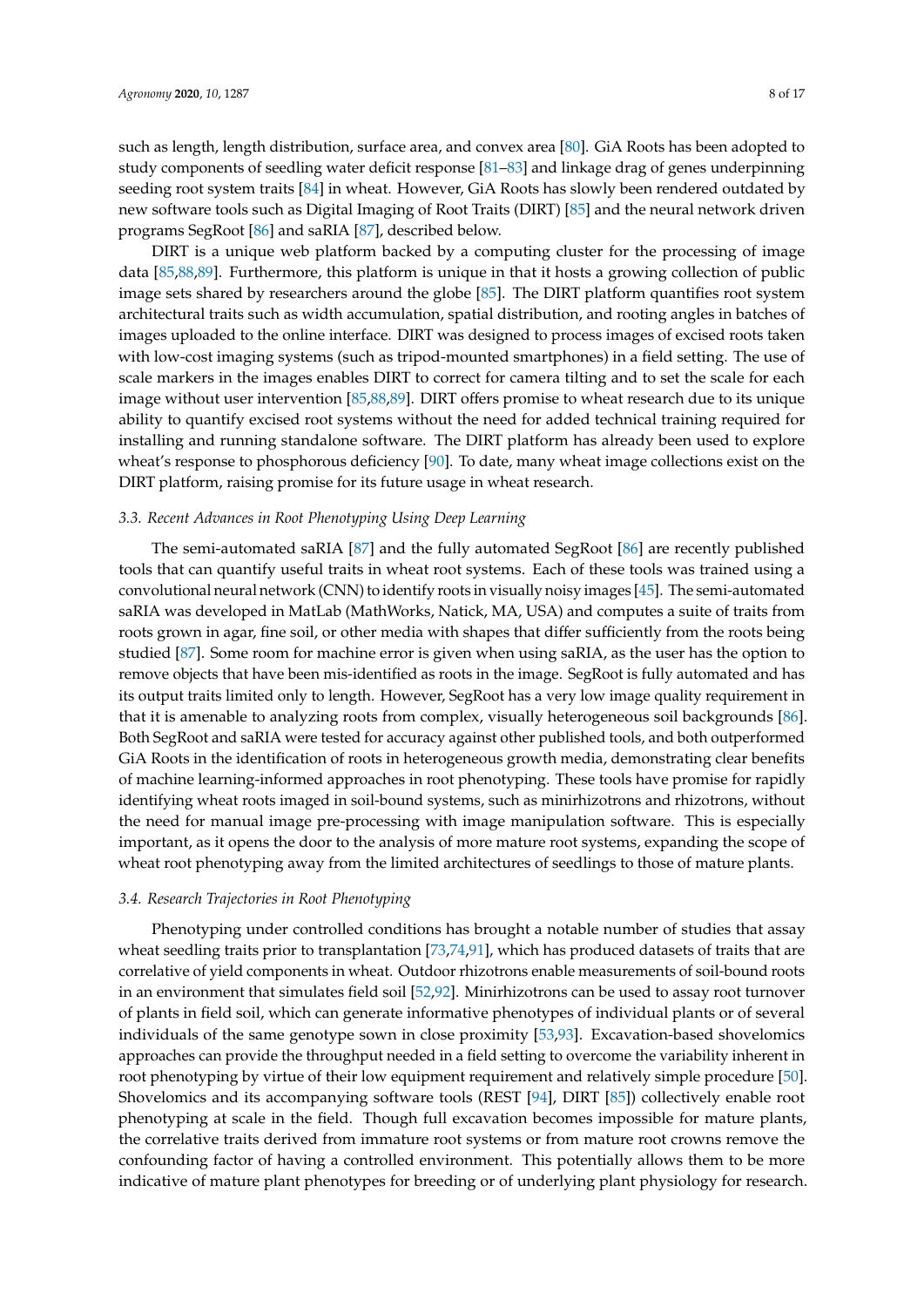such as length, length distribution, surface area, and convex area [80]. GiA Roots has been adopted to study components of seedling water deficit response [81–83] and linkage drag of genes underpinning seeding root system traits [84] in wheat. However, GiA Roots has slowly been rendered outdated by new software tools such as Digital Imaging of Root Traits (DIRT) [85] and the neural network driven programs SegRoot [86] and saRIA [87], described below.

DIRT is a unique web platform backed by a computing cluster for the processing of image data [85,88,89]. Furthermore, this platform is unique in that it hosts a growing collection of public image sets shared by researchers around the globe [85]. The DIRT platform quantifies root system architectural traits such as width accumulation, spatial distribution, and rooting angles in batches of images uploaded to the online interface. DIRT was designed to process images of excised roots taken with low-cost imaging systems (such as tripod-mounted smartphones) in a field setting. The use of scale markers in the images enables DIRT to correct for camera tilting and to set the scale for each image without user intervention [85,88,89]. DIRT offers promise to wheat research due to its unique ability to quantify excised root systems without the need for added technical training required for installing and running standalone software. The DIRT platform has already been used to explore wheat's response to phosphorous deficiency [90]. To date, many wheat image collections exist on the DIRT platform, raising promise for its future usage in wheat research.

### *3.3. Recent Advances in Root Phenotyping Using Deep Learning*

The semi-automated saRIA [87] and the fully automated SegRoot [86] are recently published tools that can quantify useful traits in wheat root systems. Each of these tools was trained using a convolutional neural network (CNN) to identify roots in visually noisy images [45]. The semi-automated saRIA was developed in MatLab (MathWorks, Natick, MA, USA) and computes a suite of traits from roots grown in agar, fine soil, or other media with shapes that differ sufficiently from the roots being studied [87]. Some room for machine error is given when using saRIA, as the user has the option to remove objects that have been mis-identified as roots in the image. SegRoot is fully automated and has its output traits limited only to length. However, SegRoot has a very low image quality requirement in that it is amenable to analyzing roots from complex, visually heterogeneous soil backgrounds [86]. Both SegRoot and saRIA were tested for accuracy against other published tools, and both outperformed GiA Roots in the identification of roots in heterogeneous growth media, demonstrating clear benefits of machine learning-informed approaches in root phenotyping. These tools have promise for rapidly identifying wheat roots imaged in soil-bound systems, such as minirhizotrons and rhizotrons, without the need for manual image pre-processing with image manipulation software. This is especially important, as it opens the door to the analysis of more mature root systems, expanding the scope of wheat root phenotyping away from the limited architectures of seedlings to those of mature plants.

### *3.4. Research Trajectories in Root Phenotyping*

Phenotyping under controlled conditions has brought a notable number of studies that assay wheat seedling traits prior to transplantation [73,74,91], which has produced datasets of traits that are correlative of yield components in wheat. Outdoor rhizotrons enable measurements of soil-bound roots in an environment that simulates field soil [52,92]. Minirhizotrons can be used to assay root turnover of plants in field soil, which can generate informative phenotypes of individual plants or of several individuals of the same genotype sown in close proximity [53,93]. Excavation-based shovelomics approaches can provide the throughput needed in a field setting to overcome the variability inherent in root phenotyping by virtue of their low equipment requirement and relatively simple procedure [50]. Shovelomics and its accompanying software tools (REST [94], DIRT [85]) collectively enable root phenotyping at scale in the field. Though full excavation becomes impossible for mature plants, the correlative traits derived from immature root systems or from mature root crowns remove the confounding factor of having a controlled environment. This potentially allows them to be more indicative of mature plant phenotypes for breeding or of underlying plant physiology for research.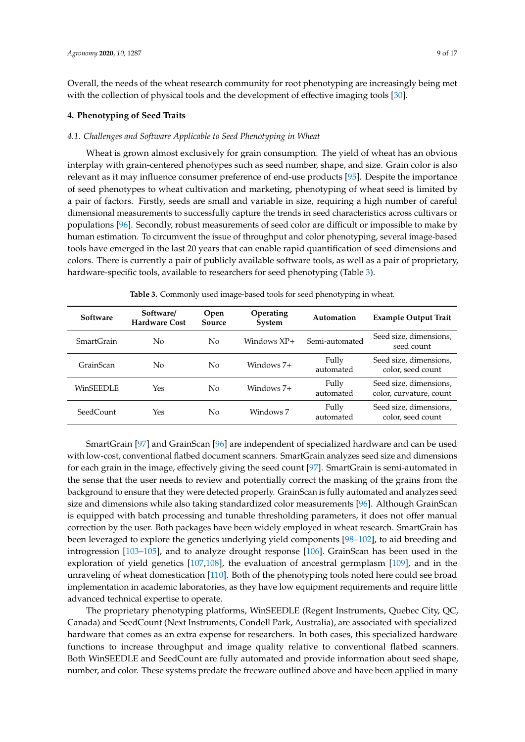Overall, the needs of the wheat research community for root phenotyping are increasingly being met with the collection of physical tools and the development of effective imaging tools [30].

## 4. Phenotyping of Seed Traits

### 4.1. Challenges and Software Applicable to Seed Phenotyping in Wheat

Wheat is grown almost exclusively for grain consumption. The yield of wheat has an obvious interplay with grain-centered phenotypes such as seed number, shape, and size. Grain color is also relevant as it may influence consumer preference of end-use products [95]. Despite the importance of seed phenotypes to wheat cultivation and marketing, phenotyping of wheat seed is limited by a pair of factors. Firstly, seeds are small and variable in size, requiring a high number of careful dimensional measurements to successfully capture the trends in seed characteristics across cultivars or populations [96]. Secondly, robust measurements of seed color are difficult or impossible to make by human estimation. To circumvent the issue of throughput and color phenotyping, several image-based tools have emerged in the last 20 years that can enable rapid quantification of seed dimensions and colors. There is currently a pair of publicly available software tools, as well as a pair of proprietary, hardware-specific tools, available to researchers for seed phenotyping (Table 3).

**Table 3.** Commonly used image-based tools for seed phenotyping in wheat.

| Software | Software/ Hardware Cost | Open Source | Operating System | Automation | Example Output Trait |
|---|---|---|---|---|---|
| SmartGrain | No | No | Windows XP+ | Semi-automated | Seed size, dimensions, seed count |
| GrainScan | No | No | Windows 7+ | Fully automated | Seed size, dimensions, color, seed count |
| WinSEEDLE | Yes | No | Windows 7+ | Fully automated | Seed size, dimensions, color, curvature, count |
| SeedCount | Yes | No | Windows 7 | Fully automated | Seed size, dimensions, color, seed count |

SmartGrain [97] and GrainScan [96] are independent of specialized hardware and can be used with low-cost, conventional flatbed document scanners. SmartGrain analyzes seed size and dimensions for each grain in the image, effectively giving the seed count [97]. SmartGrain is semi-automated in the sense that the user needs to review and potentially correct the masking of the grains from the background to ensure that they were detected properly. GrainScan is fully automated and analyzes seed size and dimensions while also taking standardized color measurements [96]. Although GrainScan is equipped with batch processing and tunable thresholding parameters, it does not offer manual correction by the user. Both packages have been widely employed in wheat research. SmartGrain has been leveraged to explore the genetics underlying yield components [98–102], to aid breeding and introgression [103–105], and to analyze drought response [106]. GrainScan has been used in the exploration of yield genetics [107,108], the evaluation of ancestral germplasm [109], and in the unraveling of wheat domestication [110]. Both of the phenotyping tools noted here could see broad implementation in academic laboratories, as they have low equipment requirements and require little advanced technical expertise to operate.

The proprietary phenotyping platforms, WinSEEDLE (Regent Instruments, Quebec City, QC, Canada) and SeedCount (Next Instruments, Condell Park, Australia), are associated with specialized hardware that comes as an extra expense for researchers. In both cases, this specialized hardware functions to increase throughput and image quality relative to conventional flatbed scanners. Both WinSEEDLE and SeedCount are fully automated and provide information about seed shape, number, and color. These systems predate the freeware outlined above and have been applied in many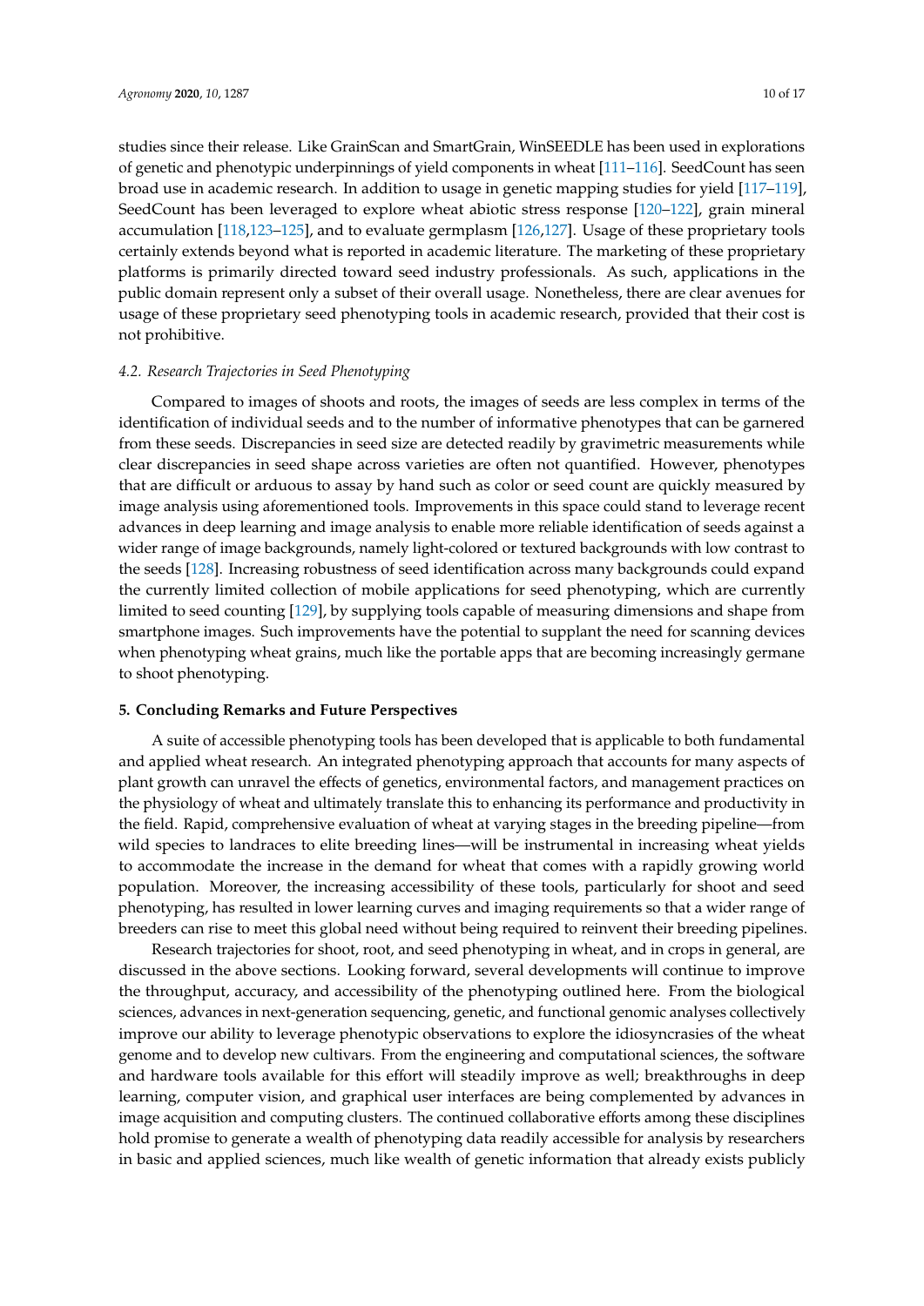studies since their release. Like GrainScan and SmartGrain, WinSEEDLE has been used in explorations of genetic and phenotypic underpinnings of yield components in wheat [111–116]. SeedCount has seen broad use in academic research. In addition to usage in genetic mapping studies for yield [117–119], SeedCount has been leveraged to explore wheat abiotic stress response [120–122], grain mineral accumulation [118,123–125], and to evaluate germplasm [126,127]. Usage of these proprietary tools certainly extends beyond what is reported in academic literature. The marketing of these proprietary platforms is primarily directed toward seed industry professionals. As such, applications in the public domain represent only a subset of their overall usage. Nonetheless, there are clear avenues for usage of these proprietary seed phenotyping tools in academic research, provided that their cost is not prohibitive.

### *4.2. Research Trajectories in Seed Phenotyping*

Compared to images of shoots and roots, the images of seeds are less complex in terms of the identification of individual seeds and to the number of informative phenotypes that can be garnered from these seeds. Discrepancies in seed size are detected readily by gravimetric measurements while clear discrepancies in seed shape across varieties are often not quantified. However, phenotypes that are difficult or arduous to assay by hand such as color or seed count are quickly measured by image analysis using aforementioned tools. Improvements in this space could stand to leverage recent advances in deep learning and image analysis to enable more reliable identification of seeds against a wider range of image backgrounds, namely light-colored or textured backgrounds with low contrast to the seeds [128]. Increasing robustness of seed identification across many backgrounds could expand the currently limited collection of mobile applications for seed phenotyping, which are currently limited to seed counting [129], by supplying tools capable of measuring dimensions and shape from smartphone images. Such improvements have the potential to supplant the need for scanning devices when phenotyping wheat grains, much like the portable apps that are becoming increasingly germane to shoot phenotyping.

## **5. Concluding Remarks and Future Perspectives**

A suite of accessible phenotyping tools has been developed that is applicable to both fundamental and applied wheat research. An integrated phenotyping approach that accounts for many aspects of plant growth can unravel the effects of genetics, environmental factors, and management practices on the physiology of wheat and ultimately translate this to enhancing its performance and productivity in the field. Rapid, comprehensive evaluation of wheat at varying stages in the breeding pipeline—from wild species to landraces to elite breeding lines—will be instrumental in increasing wheat yields to accommodate the increase in the demand for wheat that comes with a rapidly growing world population. Moreover, the increasing accessibility of these tools, particularly for shoot and seed phenotyping, has resulted in lower learning curves and imaging requirements so that a wider range of breeders can rise to meet this global need without being required to reinvent their breeding pipelines.

Research trajectories for shoot, root, and seed phenotyping in wheat, and in crops in general, are discussed in the above sections. Looking forward, several developments will continue to improve the throughput, accuracy, and accessibility of the phenotyping outlined here. From the biological sciences, advances in next-generation sequencing, genetic, and functional genomic analyses collectively improve our ability to leverage phenotypic observations to explore the idiosyncrasies of the wheat genome and to develop new cultivars. From the engineering and computational sciences, the software and hardware tools available for this effort will steadily improve as well; breakthroughs in deep learning, computer vision, and graphical user interfaces are being complemented by advances in image acquisition and computing clusters. The continued collaborative efforts among these disciplines hold promise to generate a wealth of phenotyping data readily accessible for analysis by researchers in basic and applied sciences, much like wealth of genetic information that already exists publicly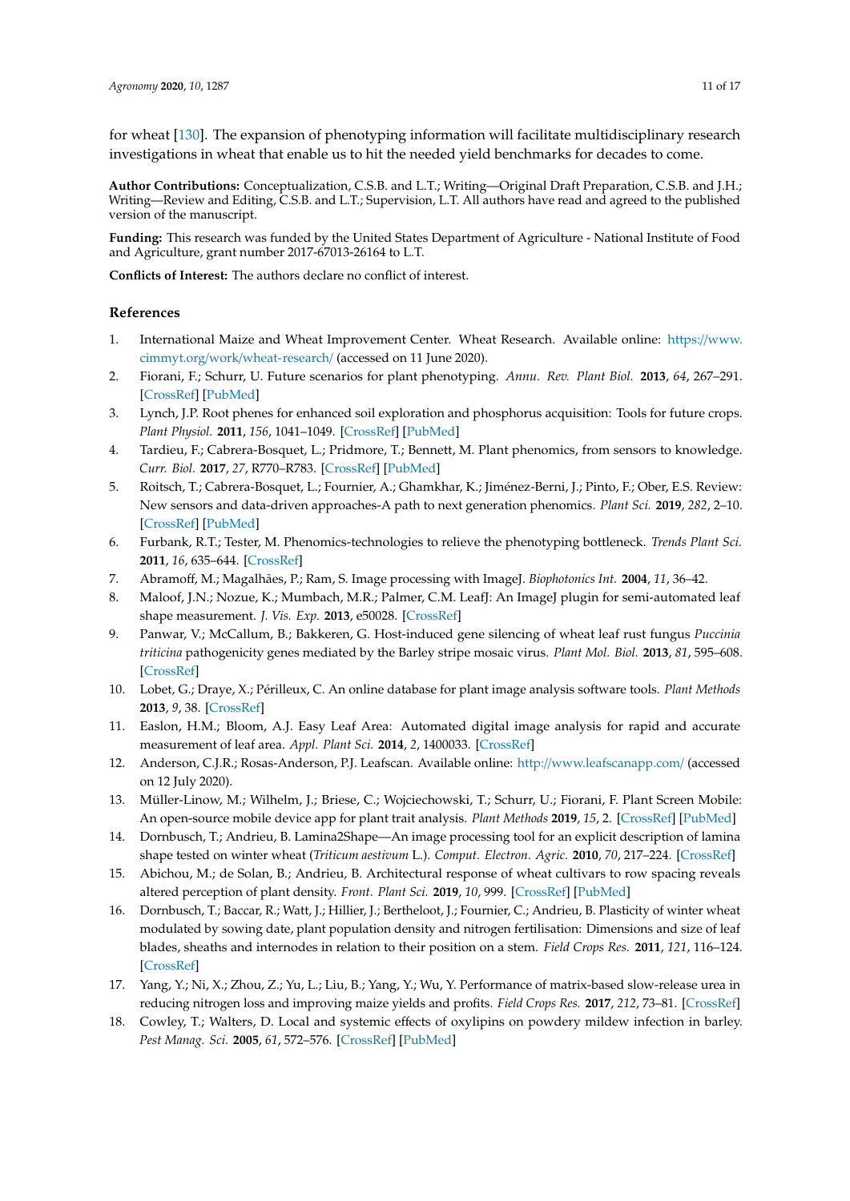for wheat [130]. The expansion of phenotyping information will facilitate multidisciplinary research investigations in wheat that enable us to hit the needed yield benchmarks for decades to come.

**Author Contributions:** Conceptualization, C.S.B. and L.T.; Writing—Original Draft Preparation, C.S.B. and J.H.; Writing—Review and Editing, C.S.B. and L.T.; Supervision, L.T. All authors have read and agreed to the published version of the manuscript.

**Funding:** This research was funded by the United States Department of Agriculture - National Institute of Food and Agriculture, grant number 2017-67013-26164 to L.T.

**Conflicts of Interest:** The authors declare no conflict of interest.

## References

1. International Maize and Wheat Improvement Center. Wheat Research. Available online: https://www.cimmyt.org/work/wheat-research/ (accessed on 11 June 2020).
2. Fiorani, F.; Schurr, U. Future scenarios for plant phenotyping. *Annu. Rev. Plant Biol.* **2013**, *64*, 267–291. [CrossRef] [PubMed]
3. Lynch, J.P. Root phenes for enhanced soil exploration and phosphorus acquisition: Tools for future crops. *Plant Physiol.* **2011**, *156*, 1041–1049. [CrossRef] [PubMed]
4. Tardieu, F.; Cabrera-Bosquet, L.; Pridmore, T.; Bennett, M. Plant phenomics, from sensors to knowledge. *Curr. Biol.* **2017**, *27*, R770–R783. [CrossRef] [PubMed]
5. Roitsch, T.; Cabrera-Bosquet, L.; Fournier, A.; Ghamkhar, K.; Jiménez-Berni, J.; Pinto, F.; Ober, E.S. Review: New sensors and data-driven approaches-A path to next generation phenomics. *Plant Sci.* **2019**, *282*, 2–10. [CrossRef] [PubMed]
6. Furbank, R.T.; Tester, M. Phenomics-technologies to relieve the phenotyping bottleneck. *Trends Plant Sci.* **2011**, *16*, 635–644. [CrossRef]
7. Abramoff, M.; Magalhães, P.; Ram, S. Image processing with ImageJ. *Biophotonics Int.* **2004**, *11*, 36–42.
8. Maloof, J.N.; Nozue, K.; Mumbach, M.R.; Palmer, C.M. LeafJ: An ImageJ plugin for semi-automated leaf shape measurement. *J. Vis. Exp.* **2013**, e50028. [CrossRef]
9. Panwar, V.; McCallum, B.; Bakkeren, G. Host-induced gene silencing of wheat leaf rust fungus *Puccinia triticina* pathogenicity genes mediated by the Barley stripe mosaic virus. *Plant Mol. Biol.* **2013**, *81*, 595–608. [CrossRef]
10. Lobet, G.; Draye, X.; Périlleux, C. An online database for plant image analysis software tools. *Plant Methods* **2013**, *9*, 38. [CrossRef]
11. Easlon, H.M.; Bloom, A.J. Easy Leaf Area: Automated digital image analysis for rapid and accurate measurement of leaf area. *Appl. Plant Sci.* **2014**, *2*, 1400033. [CrossRef]
12. Anderson, C.J.R.; Rosas-Anderson, P.J. Leafscan. Available online: http://www.leafscanapp.com/ (accessed on 12 July 2020).
13. Müller-Linow, M.; Wilhelm, J.; Briese, C.; Wojciechowski, T.; Schurr, U.; Fiorani, F. Plant Screen Mobile: An open-source mobile device app for plant trait analysis. *Plant Methods* **2019**, *15*, 2. [CrossRef] [PubMed]
14. Dornbusch, T.; Andrieu, B. Lamina2Shape—An image processing tool for an explicit description of lamina shape tested on winter wheat (*Triticum aestivum* L.). *Comput. Electron. Agric.* **2010**, *70*, 217–224. [CrossRef]
15. Abichou, M.; de Solan, B.; Andrieu, B. Architectural response of wheat cultivars to row spacing reveals altered perception of plant density. *Front. Plant Sci.* **2019**, *10*, 999. [CrossRef] [PubMed]
16. Dornbusch, T.; Baccar, R.; Watt, J.; Hillier, J.; Bertheloot, J.; Fournier, C.; Andrieu, B. Plasticity of winter wheat modulated by sowing date, plant population density and nitrogen fertilisation: Dimensions and size of leaf blades, sheaths and internodes in relation to their position on a stem. *Field Crops Res.* **2011**, *121*, 116–124. [CrossRef]
17. Yang, Y.; Ni, X.; Zhou, Z.; Yu, L.; Liu, B.; Yang, Y.; Wu, Y. Performance of matrix-based slow-release urea in reducing nitrogen loss and improving maize yields and profits. *Field Crops Res.* **2017**, *212*, 73–81. [CrossRef]
18. Cowley, T.; Walters, D. Local and systemic effects of oxylipins on powdery mildew infection in barley. *Pest Manag. Sci.* **2005**, *61*, 572–576. [CrossRef] [PubMed]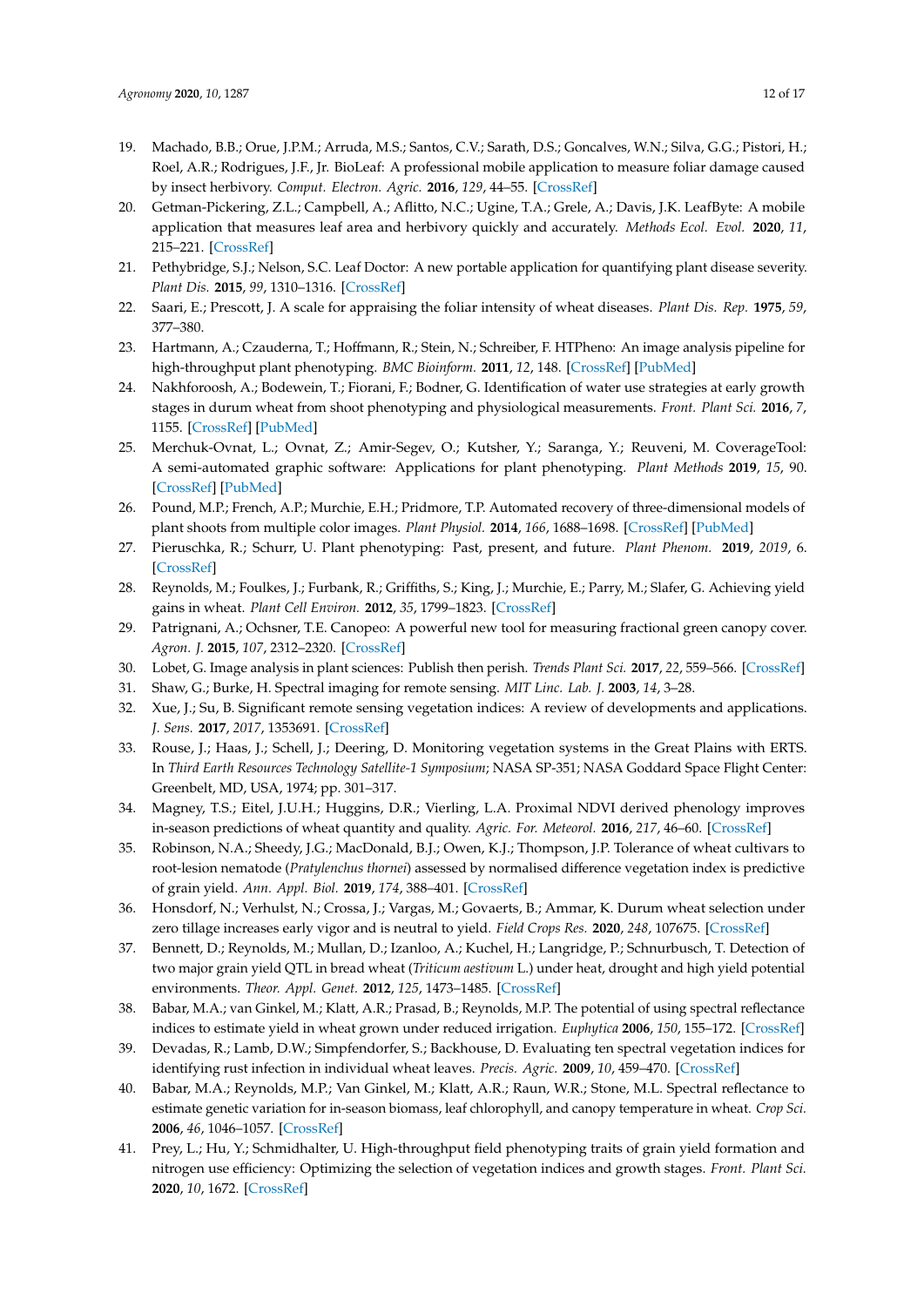19. Machado, B.B.; Orue, J.P.M.; Arruda, M.S.; Santos, C.V.; Sarath, D.S.; Goncalves, W.N.; Silva, G.G.; Pistori, H.; Roel, A.R.; Rodrigues, J.F., Jr. BioLeaf: A professional mobile application to measure foliar damage caused by insect herbivory. *Comput. Electron. Agric.* **2016**, *129*, 44–55. [CrossRef]
20. Getman-Pickering, Z.L.; Campbell, A.; Aflitto, N.C.; Ugine, T.A.; Grele, A.; Davis, J.K. LeafByte: A mobile application that measures leaf area and herbivory quickly and accurately. *Methods Ecol. Evol.* **2020**, *11*, 215–221. [CrossRef]
21. Pethybridge, S.J.; Nelson, S.C. Leaf Doctor: A new portable application for quantifying plant disease severity. *Plant Dis.* **2015**, *99*, 1310–1316. [CrossRef]
22. Saari, E.; Prescott, J. A scale for appraising the foliar intensity of wheat diseases. *Plant Dis. Rep.* **1975**, *59*, 377–380.
23. Hartmann, A.; Czauderna, T.; Hoffmann, R.; Stein, N.; Schreiber, F. HTPheno: An image analysis pipeline for high-throughput plant phenotyping. *BMC Bioinform.* **2011**, *12*, 148. [CrossRef] [PubMed]
24. Nakhforoosh, A.; Bodewein, T.; Fiorani, F.; Bodner, G. Identification of water use strategies at early growth stages in durum wheat from shoot phenotyping and physiological measurements. *Front. Plant Sci.* **2016**, *7*, 1155. [CrossRef] [PubMed]
25. Merchuk-Ovnat, L.; Ovnat, Z.; Amir-Segev, O.; Kutsher, Y.; Saranga, Y.; Reuveni, M. CoverageTool: A semi-automated graphic software: Applications for plant phenotyping. *Plant Methods* **2019**, *15*, 90. [CrossRef] [PubMed]
26. Pound, M.P.; French, A.P.; Murchie, E.H.; Pridmore, T.P. Automated recovery of three-dimensional models of plant shoots from multiple color images. *Plant Physiol.* **2014**, *166*, 1688–1698. [CrossRef] [PubMed]
27. Pieruschka, R.; Schurr, U. Plant phenotyping: Past, present, and future. *Plant Phenom.* **2019**, *2019*, 6. [CrossRef]
28. Reynolds, M.; Foulkes, J.; Furbank, R.; Griffiths, S.; King, J.; Murchie, E.; Parry, M.; Slafer, G. Achieving yield gains in wheat. *Plant Cell Environ.* **2012**, *35*, 1799–1823. [CrossRef]
29. Patrignani, A.; Ochsner, T.E. Canopeo: A powerful new tool for measuring fractional green canopy cover. *Agron. J.* **2015**, *107*, 2312–2320. [CrossRef]
30. Lobet, G. Image analysis in plant sciences: Publish then perish. *Trends Plant Sci.* **2017**, *22*, 559–566. [CrossRef]
31. Shaw, G.; Burke, H. Spectral imaging for remote sensing. *MIT Linc. Lab. J.* **2003**, *14*, 3–28.
32. Xue, J.; Su, B. Significant remote sensing vegetation indices: A review of developments and applications. *J. Sens.* **2017**, *2017*, 1353691. [CrossRef]
33. Rouse, J.; Haas, J.; Schell, J.; Deering, D. Monitoring vegetation systems in the Great Plains with ERTS. In *Third Earth Resources Technology Satellite-1 Symposium*; NASA SP-351; NASA Goddard Space Flight Center: Greenbelt, MD, USA, 1974; pp. 301–317.
34. Magney, T.S.; Eitel, J.U.H.; Huggins, D.R.; Vierling, L.A. Proximal NDVI derived phenology improves in-season predictions of wheat quantity and quality. *Agric. For. Meteorol.* **2016**, *217*, 46–60. [CrossRef]
35. Robinson, N.A.; Sheedy, J.G.; MacDonald, B.J.; Owen, K.J.; Thompson, J.P. Tolerance of wheat cultivars to root-lesion nematode (*Pratylenchus thornei*) assessed by normalised difference vegetation index is predictive of grain yield. *Ann. Appl. Biol.* **2019**, *174*, 388–401. [CrossRef]
36. Honsdorf, N.; Verhulst, N.; Crossa, J.; Vargas, M.; Govaerts, B.; Ammar, K. Durum wheat selection under zero tillage increases early vigor and is neutral to yield. *Field Crops Res.* **2020**, *248*, 107675. [CrossRef]
37. Bennett, D.; Reynolds, M.; Mullan, D.; Izanloo, A.; Kuchel, H.; Langridge, P.; Schnurbusch, T. Detection of two major grain yield QTL in bread wheat (*Triticum aestivum* L.) under heat, drought and high yield potential environments. *Theor. Appl. Genet.* **2012**, *125*, 1473–1485. [CrossRef]
38. Babar, M.A.; van Ginkel, M.; Klatt, A.R.; Prasad, B.; Reynolds, M.P. The potential of using spectral reflectance indices to estimate yield in wheat grown under reduced irrigation. *Euphytica* **2006**, *150*, 155–172. [CrossRef]
39. Devadas, R.; Lamb, D.W.; Simpfendorfer, S.; Backhouse, D. Evaluating ten spectral vegetation indices for identifying rust infection in individual wheat leaves. *Precis. Agric.* **2009**, *10*, 459–470. [CrossRef]
40. Babar, M.A.; Reynolds, M.P.; Van Ginkel, M.; Klatt, A.R.; Raun, W.R.; Stone, M.L. Spectral reflectance to estimate genetic variation for in-season biomass, leaf chlorophyll, and canopy temperature in wheat. *Crop Sci.* **2006**, *46*, 1046–1057. [CrossRef]
41. Prey, L.; Hu, Y.; Schmidhalter, U. High-throughput field phenotyping traits of grain yield formation and nitrogen use efficiency: Optimizing the selection of vegetation indices and growth stages. *Front. Plant Sci.* **2020**, *10*, 1672. [CrossRef]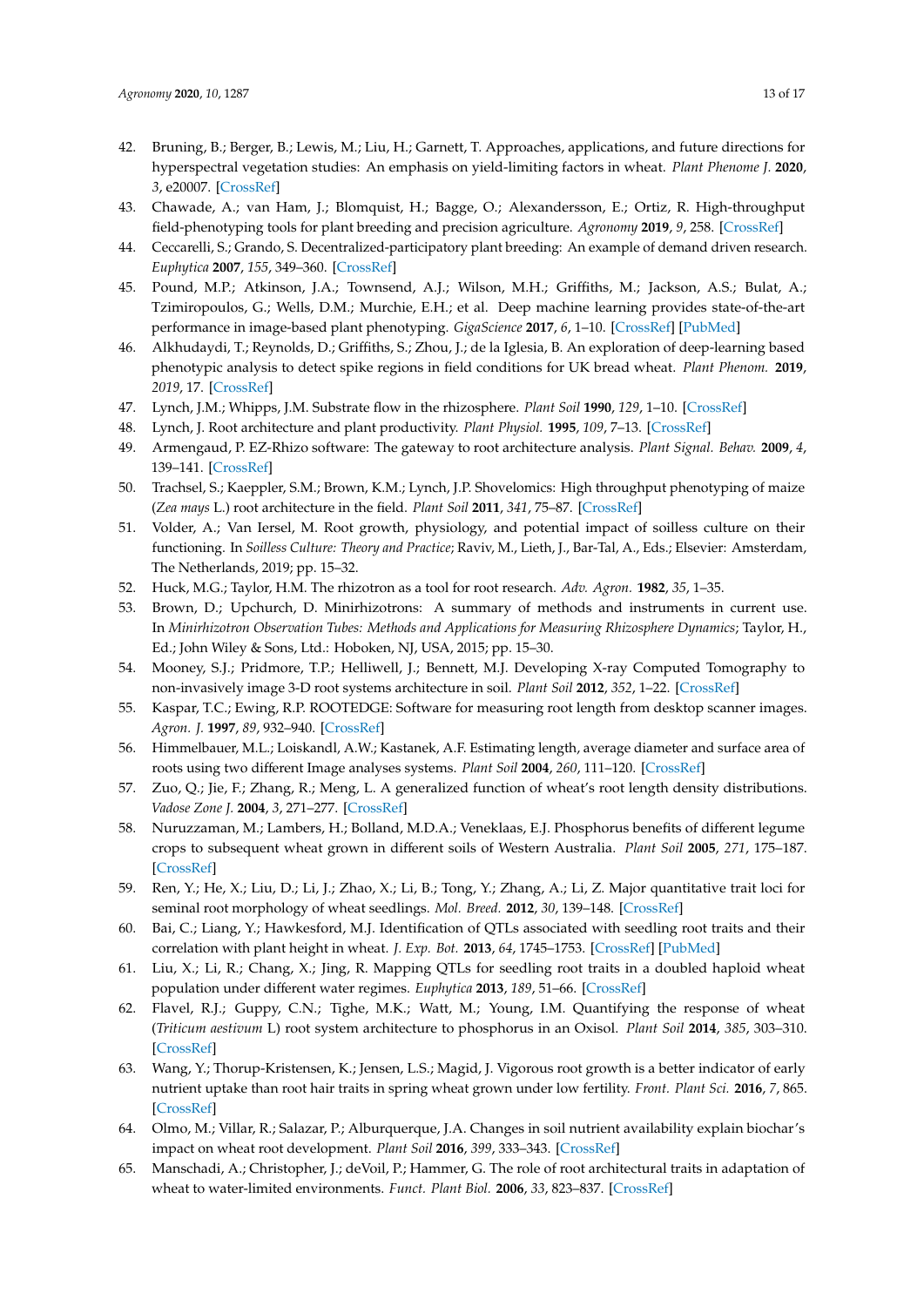42. Bruning, B.; Berger, B.; Lewis, M.; Liu, H.; Garnett, T. Approaches, applications, and future directions for hyperspectral vegetation studies: An emphasis on yield-limiting factors in wheat. *Plant Phenome J.* **2020**, *3*, e20007. [CrossRef]
43. Chawade, A.; van Ham, J.; Blomquist, H.; Bagge, O.; Alexandersson, E.; Ortiz, R. High-throughput field-phenotyping tools for plant breeding and precision agriculture. *Agronomy* **2019**, *9*, 258. [CrossRef]
44. Ceccarelli, S.; Grando, S. Decentralized-participatory plant breeding: An example of demand driven research. *Euphytica* **2007**, *155*, 349–360. [CrossRef]
45. Pound, M.P.; Atkinson, J.A.; Townsend, A.J.; Wilson, M.H.; Griffiths, M.; Jackson, A.S.; Bulat, A.; Tzimiropoulos, G.; Wells, D.M.; Murchie, E.H.; et al. Deep machine learning provides state-of-the-art performance in image-based plant phenotyping. *GigaScience* **2017**, *6*, 1–10. [CrossRef] [PubMed]
46. Alkhudaydi, T.; Reynolds, D.; Griffiths, S.; Zhou, J.; de la Iglesia, B. An exploration of deep-learning based phenotypic analysis to detect spike regions in field conditions for UK bread wheat. *Plant Phenom.* **2019**, *2019*, 17. [CrossRef]
47. Lynch, J.M.; Whipps, J.M. Substrate flow in the rhizosphere. *Plant Soil* **1990**, *129*, 1–10. [CrossRef]
48. Lynch, J. Root architecture and plant productivity. *Plant Physiol.* **1995**, *109*, 7–13. [CrossRef]
49. Armengaud, P. EZ-Rhizo software: The gateway to root architecture analysis. *Plant Signal. Behav.* **2009**, *4*, 139–141. [CrossRef]
50. Trachsel, S.; Kaeppler, S.M.; Brown, K.M.; Lynch, J.P. Shovelomics: High throughput phenotyping of maize (*Zea mays* L.) root architecture in the field. *Plant Soil* **2011**, *341*, 75–87. [CrossRef]
51. Volder, A.; Van Iersel, M. Root growth, physiology, and potential impact of soilless culture on their functioning. In *Soilless Culture: Theory and Practice*; Raviv, M., Lieth, J., Bar-Tal, A., Eds.; Elsevier: Amsterdam, The Netherlands, 2019; pp. 15–32.
52. Huck, M.G.; Taylor, H.M. The rhizotron as a tool for root research. *Adv. Agron.* **1982**, *35*, 1–35.
53. Brown, D.; Upchurch, D. Minirhizotrons: A summary of methods and instruments in current use. In *Minirhizotron Observation Tubes: Methods and Applications for Measuring Rhizosphere Dynamics*; Taylor, H., Ed.; John Wiley & Sons, Ltd.: Hoboken, NJ, USA, 2015; pp. 15–30.
54. Mooney, S.J.; Pridmore, T.P.; Helliwell, J.; Bennett, M.J. Developing X-ray Computed Tomography to non-invasively image 3-D root systems architecture in soil. *Plant Soil* **2012**, *352*, 1–22. [CrossRef]
55. Kaspar, T.C.; Ewing, R.P. ROOTEDGE: Software for measuring root length from desktop scanner images. *Agron. J.* **1997**, *89*, 932–940. [CrossRef]
56. Himmelbauer, M.L.; Loiskandl, A.W.; Kastanek, A.F. Estimating length, average diameter and surface area of roots using two different Image analyses systems. *Plant Soil* **2004**, *260*, 111–120. [CrossRef]
57. Zuo, Q.; Jie, F.; Zhang, R.; Meng, L. A generalized function of wheat's root length density distributions. *Vadose Zone J.* **2004**, *3*, 271–277. [CrossRef]
58. Nuruzzaman, M.; Lambers, H.; Bolland, M.D.A.; Veneklaas, E.J. Phosphorus benefits of different legume crops to subsequent wheat grown in different soils of Western Australia. *Plant Soil* **2005**, *271*, 175–187. [CrossRef]
59. Ren, Y.; He, X.; Liu, D.; Li, J.; Zhao, X.; Li, B.; Tong, Y.; Zhang, A.; Li, Z. Major quantitative trait loci for seminal root morphology of wheat seedlings. *Mol. Breed.* **2012**, *30*, 139–148. [CrossRef]
60. Bai, C.; Liang, Y.; Hawkesford, M.J. Identification of QTLs associated with seedling root traits and their correlation with plant height in wheat. *J. Exp. Bot.* **2013**, *64*, 1745–1753. [CrossRef] [PubMed]
61. Liu, X.; Li, R.; Chang, X.; Jing, R. Mapping QTLs for seedling root traits in a doubled haploid wheat population under different water regimes. *Euphytica* **2013**, *189*, 51–66. [CrossRef]
62. Flavel, R.J.; Guppy, C.N.; Tighe, M.K.; Watt, M.; Young, I.M. Quantifying the response of wheat (*Triticum aestivum* L) root system architecture to phosphorus in an Oxisol. *Plant Soil* **2014**, *385*, 303–310. [CrossRef]
63. Wang, Y.; Thorup-Kristensen, K.; Jensen, L.S.; Magid, J. Vigorous root growth is a better indicator of early nutrient uptake than root hair traits in spring wheat grown under low fertility. *Front. Plant Sci.* **2016**, *7*, 865. [CrossRef]
64. Olmo, M.; Villar, R.; Salazar, P.; Alburquerque, J.A. Changes in soil nutrient availability explain biochar's impact on wheat root development. *Plant Soil* **2016**, *399*, 333–343. [CrossRef]
65. Manschadi, A.; Christopher, J.; deVoil, P.; Hammer, G. The role of root architectural traits in adaptation of wheat to water-limited environments. *Funct. Plant Biol.* **2006**, *33*, 823–837. [CrossRef]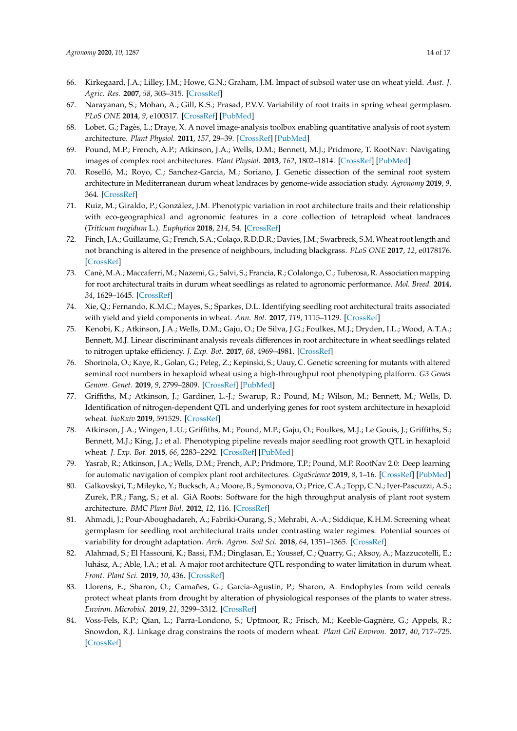66. Kirkegaard, J.A.; Lilley, J.M.; Howe, G.N.; Graham, J.M. Impact of subsoil water use on wheat yield. *Aust. J. Agric. Res.* **2007**, *58*, 303–315. [CrossRef]
67. Narayanan, S.; Mohan, A.; Gill, K.S.; Prasad, P.V.V. Variability of root traits in spring wheat germplasm. *PLoS ONE* **2014**, *9*, e100317. [CrossRef] [PubMed]
68. Lobet, G.; Pagès, L.; Draye, X. A novel image-analysis toolbox enabling quantitative analysis of root system architecture. *Plant Physiol.* **2011**, *157*, 29–39. [CrossRef] [PubMed]
69. Pound, M.P.; French, A.P.; Atkinson, J.A.; Wells, D.M.; Bennett, M.J.; Pridmore, T. RootNav: Navigating images of complex root architectures. *Plant Physiol.* **2013**, *162*, 1802–1814. [CrossRef] [PubMed]
70. Roselló, M.; Royo, C.; Sanchez-Garcia, M.; Soriano, J. Genetic dissection of the seminal root system architecture in Mediterranean durum wheat landraces by genome-wide association study. *Agronomy* **2019**, *9*, 364. [CrossRef]
71. Ruiz, M.; Giraldo, P.; González, J.M. Phenotypic variation in root architecture traits and their relationship with eco-geographical and agronomic features in a core collection of tetraploid wheat landraces (*Triticum turgidum* L.). *Euphytica* **2018**, *214*, 54. [CrossRef]
72. Finch, J.A.; Guillaume, G.; French, S.A.; Colaço, R.D.D.R.; Davies, J.M.; Swarbreck, S.M. Wheat root length and not branching is altered in the presence of neighbours, including blackgrass. *PLoS ONE* **2017**, *12*, e0178176. [CrossRef]
73. Canè, M.A.; Maccaferri, M.; Nazemi, G.; Salvi, S.; Francia, R.; Colalongo, C.; Tuberosa, R. Association mapping for root architectural traits in durum wheat seedlings as related to agronomic performance. *Mol. Breed.* **2014**, *34*, 1629–1645. [CrossRef]
74. Xie, Q.; Fernando, K.M.C.; Mayes, S.; Sparkes, D.L. Identifying seedling root architectural traits associated with yield and yield components in wheat. *Ann. Bot.* **2017**, *119*, 1115–1129. [CrossRef]
75. Kenobi, K.; Atkinson, J.A.; Wells, D.M.; Gaju, O.; De Silva, J.G.; Foulkes, M.J.; Dryden, I.L.; Wood, A.T.A.; Bennett, M.J. Linear discriminant analysis reveals differences in root architecture in wheat seedlings related to nitrogen uptake efficiency. *J. Exp. Bot.* **2017**, *68*, 4969–4981. [CrossRef]
76. Shorinola, O.; Kaye, R.; Golan, G.; Peleg, Z.; Kepinski, S.; Uauy, C. Genetic screening for mutants with altered seminal root numbers in hexaploid wheat using a high-throughput root phenotyping platform. *G3 Genes Genom. Genet.* **2019**, *9*, 2799–2809. [CrossRef] [PubMed]
77. Griffiths, M.; Atkinson, J.; Gardiner, L.-J.; Swarup, R.; Pound, M.; Wilson, M.; Bennett, M.; Wells, D. Identification of nitrogen-dependent QTL and underlying genes for root system architecture in hexaploid wheat. *bioRxiv* **2019**, 591529. [CrossRef]
78. Atkinson, J.A.; Wingen, L.U.; Griffiths, M.; Pound, M.P.; Gaju, O.; Foulkes, M.J.; Le Gouis, J.; Griffiths, S.; Bennett, M.J.; King, J.; et al. Phenotyping pipeline reveals major seedling root growth QTL in hexaploid wheat. *J. Exp. Bot.* **2015**, *66*, 2283–2292. [CrossRef] [PubMed]
79. Yasrab, R.; Atkinson, J.A.; Wells, D.M.; French, A.P.; Pridmore, T.P.; Pound, M.P. RootNav 2.0: Deep learning for automatic navigation of complex plant root architectures. *GigaScience* **2019**, *8*, 1–16. [CrossRef] [PubMed]
80. Galkovskyi, T.; Mileyko, Y.; Bucksch, A.; Moore, B.; Symonova, O.; Price, C.A.; Topp, C.N.; Iyer-Pascuzzi, A.S.; Zurek, P.R.; Fang, S.; et al. GiA Roots: Software for the high throughput analysis of plant root system architecture. *BMC Plant Biol.* **2012**, *12*, 116. [CrossRef]
81. Ahmadi, J.; Pour-Aboughadareh, A.; Fabriki-Ourang, S.; Mehrabi, A.-A.; Siddique, K.H.M. Screening wheat germplasm for seedling root architectural traits under contrasting water regimes: Potential sources of variability for drought adaptation. *Arch. Agron. Soil Sci.* **2018**, *64*, 1351–1365. [CrossRef]
82. Alahmad, S.; El Hassouni, K.; Bassi, F.M.; Dinglasan, E.; Youssef, C.; Quarry, G.; Aksoy, A.; Mazzucotelli, E.; Juhász, A.; Able, J.A.; et al. A major root architecture QTL responding to water limitation in durum wheat. *Front. Plant Sci.* **2019**, *10*, 436. [CrossRef]
83. Llorens, E.; Sharon, O.; Camañes, G.; García-Agustín, P.; Sharon, A. Endophytes from wild cereals protect wheat plants from drought by alteration of physiological responses of the plants to water stress. *Environ. Microbiol.* **2019**, *21*, 3299–3312. [CrossRef]
84. Voss-Fels, K.P.; Qian, L.; Parra-Londono, S.; Uptmoor, R.; Frisch, M.; Keeble-Gagnère, G.; Appels, R.; Snowdon, R.J. Linkage drag constrains the roots of modern wheat. *Plant Cell Environ.* **2017**, *40*, 717–725. [CrossRef]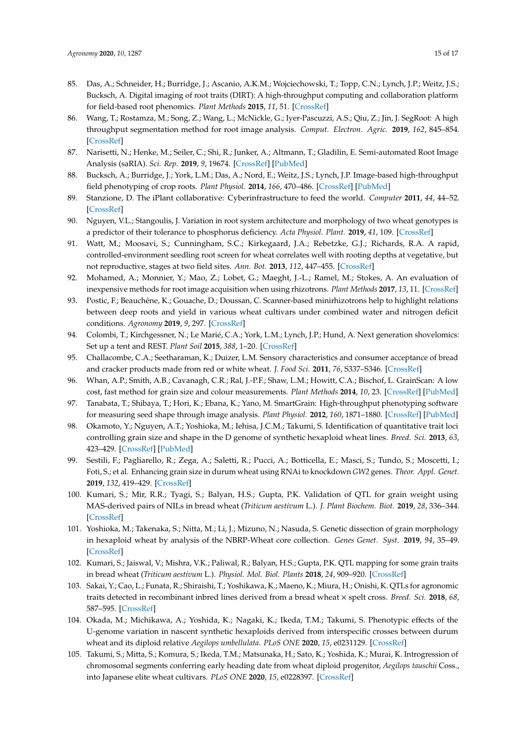85. Das, A.; Schneider, H.; Burridge, J.; Ascanio, A.K.M.; Wojciechowski, T.; Topp, C.N.; Lynch, J.P.; Weitz, J.S.; Bucksch, A. Digital imaging of root traits (DIRT): A high-throughput computing and collaboration platform for field-based root phenomics. *Plant Methods* **2015**, *11*, 51. [CrossRef]
86. Wang, T.; Rostamza, M.; Song, Z.; Wang, L.; McNickle, G.; Iyer-Pascuzzi, A.S.; Qiu, Z.; Jin, J. SegRoot: A high throughput segmentation method for root image analysis. *Comput. Electron. Agric.* **2019**, *162*, 845–854. [CrossRef]
87. Narisetti, N.; Henke, M.; Seiler, C.; Shi, R.; Junker, A.; Altmann, T.; Gladilin, E. Semi-automated Root Image Analysis (saRIA). *Sci. Rep.* **2019**, *9*, 19674. [CrossRef] [PubMed]
88. Bucksch, A.; Burridge, J.; York, L.M.; Das, A.; Nord, E.; Weitz, J.S.; Lynch, J.P. Image-based high-throughput field phenotyping of crop roots. *Plant Physiol.* **2014**, *166*, 470–486. [CrossRef] [PubMed]
89. Stanzione, D. The iPlant collaborative: Cyberinfrastructure to feed the world. *Computer* **2011**, *44*, 44–52. [CrossRef]
90. Nguyen, V.L.; Stangoulis, J. Variation in root system architecture and morphology of two wheat genotypes is a predictor of their tolerance to phosphorus deficiency. *Acta Physiol. Plant.* **2019**, *41*, 109. [CrossRef]
91. Watt, M.; Moosavi, S.; Cunningham, S.C.; Kirkegaard, J.A.; Rebetzke, G.J.; Richards, R.A. A rapid, controlled-environment seedling root screen for wheat correlates well with rooting depths at vegetative, but not reproductive, stages at two field sites. *Ann. Bot.* **2013**, *112*, 447–455. [CrossRef]
92. Mohamed, A.; Monnier, Y.; Mao, Z.; Lobet, G.; Maeght, J.-L.; Ramel, M.; Stokes, A. An evaluation of inexpensive methods for root image acquisition when using rhizotrons. *Plant Methods* **2017**, *13*, 11. [CrossRef]
93. Postic, F.; Beauchêne, K.; Gouache, D.; Doussan, C. Scanner-based minirhizotrons help to highlight relations between deep roots and yield in various wheat cultivars under combined water and nitrogen deficit conditions. *Agronomy* **2019**, *9*, 297. [CrossRef]
94. Colombi, T.; Kirchgessner, N.; Le Marié, C.A.; York, L.M.; Lynch, J.P.; Hund, A. Next generation shovelomics: Set up a tent and REST. *Plant Soil* **2015**, *388*, 1–20. [CrossRef]
95. Challacombe, C.A.; Seetharaman, K.; Duizer, L.M. Sensory characteristics and consumer acceptance of bread and cracker products made from red or white wheat. *J. Food Sci.* **2011**, *76*, S337–S346. [CrossRef]
96. Whan, A.P.; Smith, A.B.; Cavanagh, C.R.; Ral, J.-P.F.; Shaw, L.M.; Howitt, C.A.; Bischof, L. GrainScan: A low cost, fast method for grain size and colour measurements. *Plant Methods* **2014**, *10*, 23. [CrossRef] [PubMed]
97. Tanabata, T.; Shibaya, T.; Hori, K.; Ebana, K.; Yano, M. SmartGrain: High-throughput phenotyping software for measuring seed shape through image analysis. *Plant Physiol.* **2012**, *160*, 1871–1880. [CrossRef] [PubMed]
98. Okamoto, Y.; Nguyen, A.T.; Yoshioka, M.; Iehisa, J.C.M.; Takumi, S. Identification of quantitative trait loci controlling grain size and shape in the D genome of synthetic hexaploid wheat lines. *Breed. Sci.* **2013**, *63*, 423–429. [CrossRef] [PubMed]
99. Sestili, F.; Pagliarello, R.; Zega, A.; Saletti, R.; Pucci, A.; Botticella, E.; Masci, S.; Tundo, S.; Moscetti, I.; Foti, S.; et al. Enhancing grain size in durum wheat using RNAi to knockdown *GW2* genes. *Theor. Appl. Genet.* **2019**, *132*, 419–429. [CrossRef]
100. Kumari, S.; Mir, R.R.; Tyagi, S.; Balyan, H.S.; Gupta, P.K. Validation of QTL for grain weight using MAS-derived pairs of NILs in bread wheat (*Triticum aestivum* L.). *J. Plant Biochem. Biot.* **2019**, *28*, 336–344. [CrossRef]
101. Yoshioka, M.; Takenaka, S.; Nitta, M.; Li, J.; Mizuno, N.; Nasuda, S. Genetic dissection of grain morphology in hexaploid wheat by analysis of the NBRP-Wheat core collection. *Genes Genet. Syst.* **2019**, *94*, 35–49. [CrossRef]
102. Kumari, S.; Jaiswal, V.; Mishra, V.K.; Paliwal, R.; Balyan, H.S.; Gupta, P.K. QTL mapping for some grain traits in bread wheat (*Triticum aestivum* L.). *Physiol. Mol. Biol. Plants* **2018**, *24*, 909–920. [CrossRef]
103. Sakai, Y.; Cao, L.; Funata, R.; Shiraishi, T.; Yoshikawa, K.; Maeno, K.; Miura, H.; Onishi, K. QTLs for agronomic traits detected in recombinant inbred lines derived from a bread wheat × spelt cross. *Breed. Sci.* **2018**, *68*, 587–595. [CrossRef]
104. Okada, M.; Michikawa, A.; Yoshida, K.; Nagaki, K.; Ikeda, T.M.; Takumi, S. Phenotypic effects of the U-genome variation in nascent synthetic hexaploids derived from interspecific crosses between durum wheat and its diploid relative *Aegilops umbellulata*. *PLoS ONE* **2020**, *15*, e0231129. [CrossRef]
105. Takumi, S.; Mitta, S.; Komura, S.; Ikeda, T.M.; Matsunaka, H.; Sato, K.; Yoshida, K.; Murai, K. Introgression of chromosomal segments conferring early heading date from wheat diploid progenitor, *Aegilops tauschii* Coss., into Japanese elite wheat cultivars. *PLoS ONE* **2020**, *15*, e0228397. [CrossRef]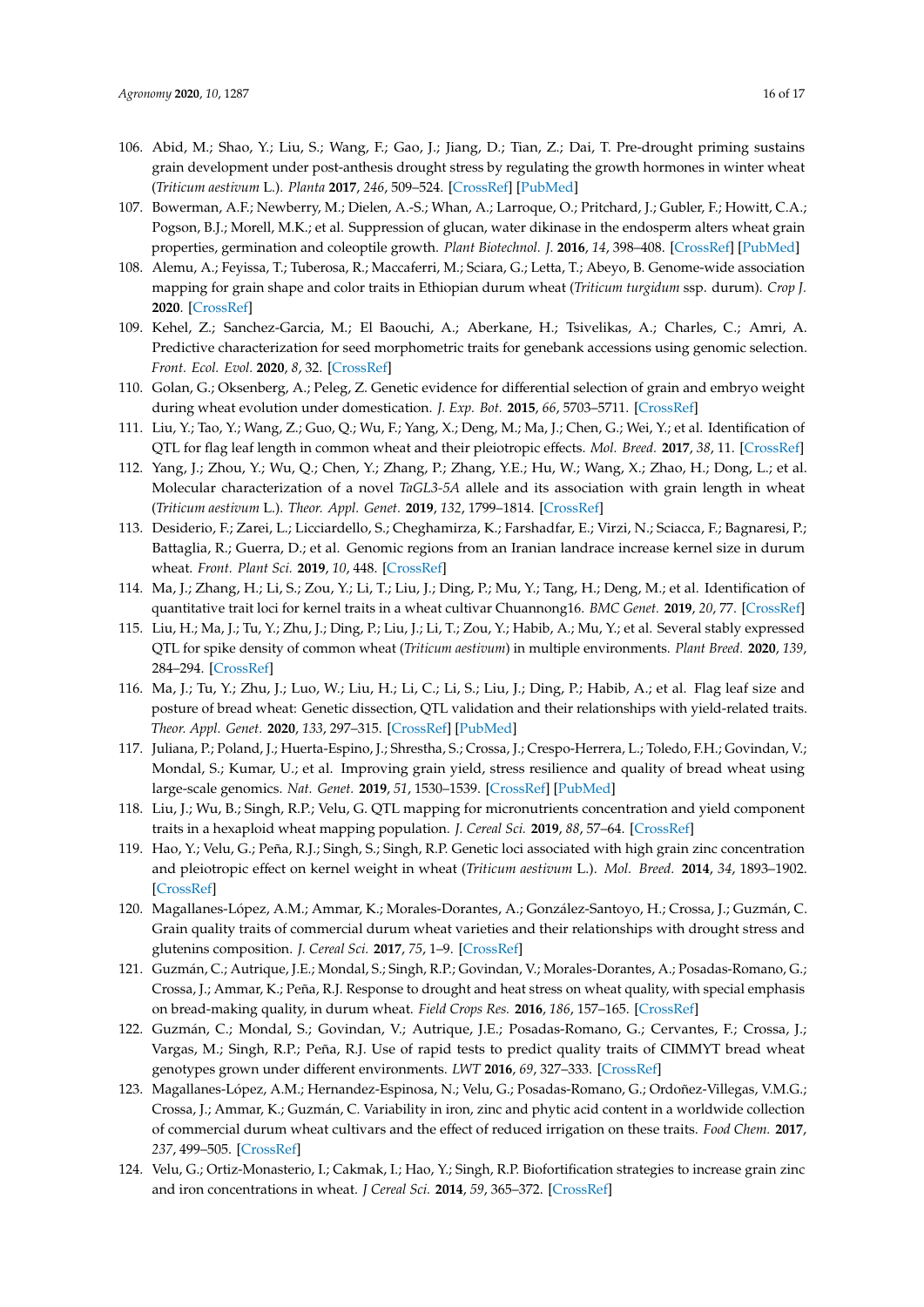106. Abid, M.; Shao, Y.; Liu, S.; Wang, F.; Gao, J.; Jiang, D.; Tian, Z.; Dai, T. Pre-drought priming sustains grain development under post-anthesis drought stress by regulating the growth hormones in winter wheat (*Triticum aestivum* L.). *Planta* **2017**, *246*, 509–524. [CrossRef] [PubMed]
107. Bowerman, A.F.; Newberry, M.; Dielen, A.-S.; Whan, A.; Larroque, O.; Pritchard, J.; Gubler, F.; Howitt, C.A.; Pogson, B.J.; Morell, M.K.; et al. Suppression of glucan, water dikinase in the endosperm alters wheat grain properties, germination and coleoptile growth. *Plant Biotechnol. J.* **2016**, *14*, 398–408. [CrossRef] [PubMed]
108. Alemu, A.; Feyissa, T.; Tuberosa, R.; Maccaferri, M.; Sciara, G.; Letta, T.; Abeyo, B. Genome-wide association mapping for grain shape and color traits in Ethiopian durum wheat (*Triticum turgidum* ssp. durum). *Crop J.* **2020**. [CrossRef]
109. Kehel, Z.; Sanchez-Garcia, M.; El Baouchi, A.; Aberkane, H.; Tsivelikas, A.; Charles, C.; Amri, A. Predictive characterization for seed morphometric traits for genebank accessions using genomic selection. *Front. Ecol. Evol.* **2020**, *8*, 32. [CrossRef]
110. Golan, G.; Oksenberg, A.; Peleg, Z. Genetic evidence for differential selection of grain and embryo weight during wheat evolution under domestication. *J. Exp. Bot.* **2015**, *66*, 5703–5711. [CrossRef]
111. Liu, Y.; Tao, Y.; Wang, Z.; Guo, Q.; Wu, F.; Yang, X.; Deng, M.; Ma, J.; Chen, G.; Wei, Y.; et al. Identification of QTL for flag leaf length in common wheat and their pleiotropic effects. *Mol. Breed.* **2017**, *38*, 11. [CrossRef]
112. Yang, J.; Zhou, Y.; Wu, Q.; Chen, Y.; Zhang, P.; Zhang, Y.E.; Hu, W.; Wang, X.; Zhao, H.; Dong, L.; et al. Molecular characterization of a novel *TaGL3-5A* allele and its association with grain length in wheat (*Triticum aestivum* L.). *Theor. Appl. Genet.* **2019**, *132*, 1799–1814. [CrossRef]
113. Desiderio, F.; Zarei, L.; Licciardello, S.; Cheghamirza, K.; Farshadfar, E.; Virzi, N.; Sciacca, F.; Bagnaresi, P.; Battaglia, R.; Guerra, D.; et al. Genomic regions from an Iranian landrace increase kernel size in durum wheat. *Front. Plant Sci.* **2019**, *10*, 448. [CrossRef]
114. Ma, J.; Zhang, H.; Li, S.; Zou, Y.; Li, T.; Liu, J.; Ding, P.; Mu, Y.; Tang, H.; Deng, M.; et al. Identification of quantitative trait loci for kernel traits in a wheat cultivar Chuannong16. *BMC Genet.* **2019**, *20*, 77. [CrossRef]
115. Liu, H.; Ma, J.; Tu, Y.; Zhu, J.; Ding, P.; Liu, J.; Li, T.; Zou, Y.; Habib, A.; Mu, Y.; et al. Several stably expressed QTL for spike density of common wheat (*Triticum aestivum*) in multiple environments. *Plant Breed.* **2020**, *139*, 284–294. [CrossRef]
116. Ma, J.; Tu, Y.; Zhu, J.; Luo, W.; Liu, H.; Li, C.; Li, S.; Liu, J.; Ding, P.; Habib, A.; et al. Flag leaf size and posture of bread wheat: Genetic dissection, QTL validation and their relationships with yield-related traits. *Theor. Appl. Genet.* **2020**, *133*, 297–315. [CrossRef] [PubMed]
117. Juliana, P.; Poland, J.; Huerta-Espino, J.; Shrestha, S.; Crossa, J.; Crespo-Herrera, L.; Toledo, F.H.; Govindan, V.; Mondal, S.; Kumar, U.; et al. Improving grain yield, stress resilience and quality of bread wheat using large-scale genomics. *Nat. Genet.* **2019**, *51*, 1530–1539. [CrossRef] [PubMed]
118. Liu, J.; Wu, B.; Singh, R.P.; Velu, G. QTL mapping for micronutrients concentration and yield component traits in a hexaploid wheat mapping population. *J. Cereal Sci.* **2019**, *88*, 57–64. [CrossRef]
119. Hao, Y.; Velu, G.; Peña, R.J.; Singh, S.; Singh, R.P. Genetic loci associated with high grain zinc concentration and pleiotropic effect on kernel weight in wheat (*Triticum aestivum* L.). *Mol. Breed.* **2014**, *34*, 1893–1902. [CrossRef]
120. Magallanes-López, A.M.; Ammar, K.; Morales-Dorantes, A.; González-Santoyo, H.; Crossa, J.; Guzmán, C. Grain quality traits of commercial durum wheat varieties and their relationships with drought stress and glutenins composition. *J. Cereal Sci.* **2017**, *75*, 1–9. [CrossRef]
121. Guzmán, C.; Autrique, J.E.; Mondal, S.; Singh, R.P.; Govindan, V.; Morales-Dorantes, A.; Posadas-Romano, G.; Crossa, J.; Ammar, K.; Peña, R.J. Response to drought and heat stress on wheat quality, with special emphasis on bread-making quality, in durum wheat. *Field Crops Res.* **2016**, *186*, 157–165. [CrossRef]
122. Guzmán, C.; Mondal, S.; Govindan, V.; Autrique, J.E.; Posadas-Romano, G.; Cervantes, F.; Crossa, J.; Vargas, M.; Singh, R.P.; Peña, R.J. Use of rapid tests to predict quality traits of CIMMYT bread wheat genotypes grown under different environments. *LWT* **2016**, *69*, 327–333. [CrossRef]
123. Magallanes-López, A.M.; Hernandez-Espinosa, N.; Velu, G.; Posadas-Romano, G.; Ordoñez-Villegas, V.M.G.; Crossa, J.; Ammar, K.; Guzmán, C. Variability in iron, zinc and phytic acid content in a worldwide collection of commercial durum wheat cultivars and the effect of reduced irrigation on these traits. *Food Chem.* **2017**, *237*, 499–505. [CrossRef]
124. Velu, G.; Ortiz-Monasterio, I.; Cakmak, I.; Hao, Y.; Singh, R.P. Biofortification strategies to increase grain zinc and iron concentrations in wheat. *J Cereal Sci.* **2014**, *59*, 365–372. [CrossRef]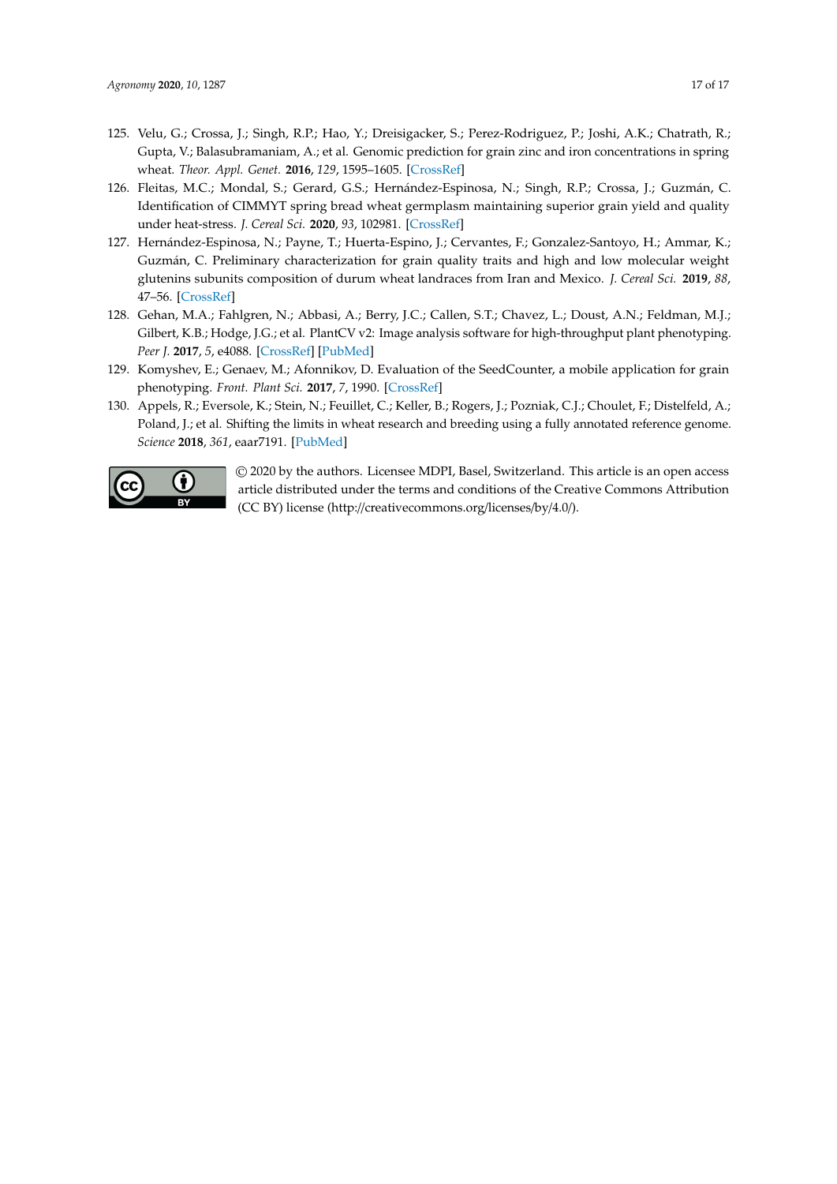125. Velu, G.; Crossa, J.; Singh, R.P.; Hao, Y.; Dreisigacker, S.; Perez-Rodriguez, P.; Joshi, A.K.; Chatrath, R.; Gupta, V.; Balasubramaniam, A.; et al. Genomic prediction for grain zinc and iron concentrations in spring wheat. *Theor. Appl. Genet.* **2016**, *129*, 1595–1605. [CrossRef]
126. Fleitas, M.C.; Mondal, S.; Gerard, G.S.; Hernández-Espinosa, N.; Singh, R.P.; Crossa, J.; Guzmán, C. Identification of CIMMYT spring bread wheat germplasm maintaining superior grain yield and quality under heat-stress. *J. Cereal Sci.* **2020**, *93*, 102981. [CrossRef]
127. Hernández-Espinosa, N.; Payne, T.; Huerta-Espino, J.; Cervantes, F.; Gonzalez-Santoyo, H.; Ammar, K.; Guzmán, C. Preliminary characterization for grain quality traits and high and low molecular weight glutenins subunits composition of durum wheat landraces from Iran and Mexico. *J. Cereal Sci.* **2019**, *88*, 47–56. [CrossRef]
128. Gehan, M.A.; Fahlgren, N.; Abbasi, A.; Berry, J.C.; Callen, S.T.; Chavez, L.; Doust, A.N.; Feldman, M.J.; Gilbert, K.B.; Hodge, J.G.; et al. PlantCV v2: Image analysis software for high-throughput plant phenotyping. *Peer J.* **2017**, *5*, e4088. [CrossRef] [PubMed]
129. Komyshev, E.; Genaev, M.; Afonnikov, D. Evaluation of the SeedCounter, a mobile application for grain phenotyping. *Front. Plant Sci.* **2017**, *7*, 1990. [CrossRef]
130. Appels, R.; Eversole, K.; Stein, N.; Feuillet, C.; Keller, B.; Rogers, J.; Pozniak, C.J.; Choulet, F.; Distelfeld, A.; Poland, J.; et al. Shifting the limits in wheat research and breeding using a fully annotated reference genome. *Science* **2018**, *361*, eaar7191. [PubMed]

© 2020 by the authors. Licensee MDPI, Basel, Switzerland. This article is an open access article distributed under the terms and conditions of the Creative Commons Attribution (CC BY) license (http://creativecommons.org/licenses/by/4.0/).